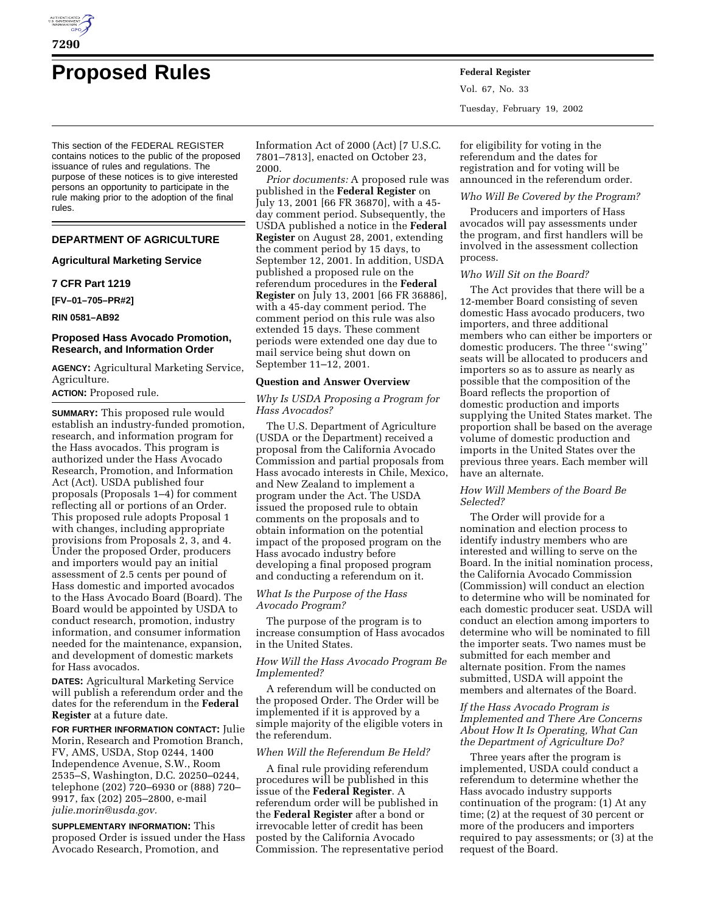# Proposed Rules

This section of the FEDERAL REGISTER contains notices to the public of the proposed issuance of rules and regulations. The purpose of these notices is to give interested persons an opportunity to participate in the rule making prior to the adoption of the final rules.

## DEPARTMENT OF AGRICULTURE

### Agricultural Marketing Service

### 7 CFR Part 1219

**[FV–01–705–PR#2]**

**RIN 0581–AB92**

### Proposed Hass Avocado Promotion, Research, and Information Order

**AGENCY:** Agricultural Marketing Service, Agriculture.

**ACTION:** Proposed rule.

**SUMMARY:** This proposed rule would establish an industry-funded promotion, research, and information program for the Hass avocados. This program is authorized under the Hass Avocado Research, Promotion, and Information Act (Act). USDA published four proposals (Proposals 1–4) for comment reflecting all or portions of an Order. This proposed rule adopts Proposal 1 with changes, including appropriate provisions from Proposals 2, 3, and 4. Under the proposed Order, producers and importers would pay an initial assessment of 2.5 cents per pound of Hass domestic and imported avocados to the Hass Avocado Board (Board). The Board would be appointed by USDA to conduct research, promotion, industry information, and consumer information needed for the maintenance, expansion, and development of domestic markets for Hass avocados.

**DATES:** Agricultural Marketing Service will publish a referendum order and the dates for the referendum in the **Federal Register** at a future date.

**FOR FURTHER INFORMATION CONTACT:** Julie Morin, Research and Promotion Branch, FV, AMS, USDA, Stop 0244, 1400 Independence Avenue, S.W., Room 2535–S, Washington, D.C. 20250–0244, telephone (202) 720–6930 or (888) 720–9917, fax (202) 205–2800, e-mail *julie.morin@usda.gov.*

**SUPPLEMENTARY INFORMATION:** This proposed Order is issued under the Hass Avocado Research, Promotion, and Information Act of 2000 (Act) [7 U.S.C. 7801–7813], enacted on October 23, 2000.

*Prior documents:* A proposed rule was published in the **Federal Register** on July 13, 2001 [66 FR 36870], with a 45-day comment period. Subsequently, the USDA published a notice in the **Federal Register** on August 28, 2001, extending the comment period by 15 days, to September 12, 2001. In addition, USDA published a proposed rule on the referendum procedures in the **Federal Register** on July 13, 2001 [66 FR 36886], with a 45-day comment period. The comment period on this rule was also extended 15 days. These comment periods were extended one day due to mail service being shut down on September 11–12, 2001.

**Question and Answer Overview**

*Why Is USDA Proposing a Program for Hass Avocados?*

The U.S. Department of Agriculture (USDA or the Department) received a proposal from the California Avocado Commission and partial proposals from Hass avocado interests in Chile, Mexico, and New Zealand to implement a program under the Act. The USDA issued the proposed rule to obtain comments on the proposals and to obtain information on the potential impact of the proposed program on the Hass avocado industry before developing a final proposed program and conducting a referendum on it.

*What Is the Purpose of the Hass Avocado Program?*

The purpose of the program is to increase consumption of Hass avocados in the United States.

*How Will the Hass Avocado Program Be Implemented?*

A referendum will be conducted on the proposed Order. The Order will be implemented if it is approved by a simple majority of the eligible voters in the referendum.

*When Will the Referendum Be Held?*

A final rule providing referendum procedures will be published in this issue of the **Federal Register**. A referendum order will be published in the **Federal Register** after a bond or irrevocable letter of credit has been posted by the California Avocado Commission. The representative period for eligibility for voting in the referendum and the dates for registration and for voting will be announced in the referendum order.

*Who Will Be Covered by the Program?*

Producers and importers of Hass avocados will pay assessments under the program, and first handlers will be involved in the assessment collection process.

*Who Will Sit on the Board?*

The Act provides that there will be a 12-member Board consisting of seven domestic Hass avocado producers, two importers, and three additional members who can either be importers or domestic producers. The three ''swing'' seats will be allocated to producers and importers so as to assure as nearly as possible that the composition of the Board reflects the proportion of domestic production and imports supplying the United States market. The proportion shall be based on the average volume of domestic production and imports in the United States over the previous three years. Each member will have an alternate.

*How Will Members of the Board Be Selected?*

The Order will provide for a nomination and election process to identify industry members who are interested and willing to serve on the Board. In the initial nomination process, the California Avocado Commission (Commission) will conduct an election to determine who will be nominated for each domestic producer seat. USDA will conduct an election among importers to determine who will be nominated to fill the importer seats. Two names must be submitted for each member and alternate position. From the names submitted, USDA will appoint the members and alternates of the Board.

*If the Hass Avocado Program Is Implemented and There Are Concerns About How It Is Operating, What Can the Department of Agriculture Do?*

Three years after the program is implemented, USDA could conduct a referendum to determine whether the Hass avocado industry supports continuation of the program: (1) At any time; (2) at the request of 30 percent or more of the producers and importers required to pay assessments; or (3) at the request of the Board.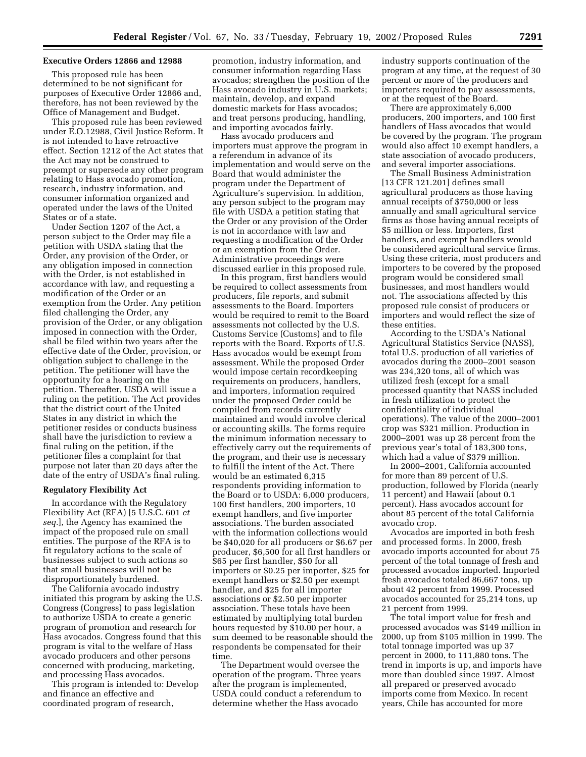### Executive Orders 12866 and 12988

This proposed rule has been determined to be not significant for purposes of Executive Order 12866 and, therefore, has not been reviewed by the Office of Management and Budget.

This proposed rule has been reviewed under E.O.12988, Civil Justice Reform. It is not intended to have retroactive effect. Section 1212 of the Act states that the Act may not be construed to preempt or supersede any other program relating to Hass avocado promotion, research, industry information, and consumer information organized and operated under the laws of the United States or of a state.

Under Section 1207 of the Act, a person subject to the Order may file a petition with USDA stating that the Order, any provision of the Order, or any obligation imposed in connection with the Order, is not established in accordance with law, and requesting a modification of the Order or an exemption from the Order. Any petition filed challenging the Order, any provision of the Order, or any obligation imposed in connection with the Order, shall be filed within two years after the effective date of the Order, provision, or obligation subject to challenge in the petition. The petitioner will have the opportunity for a hearing on the petition. Thereafter, USDA will issue a ruling on the petition. The Act provides that the district court of the United States in any district in which the petitioner resides or conducts business shall have the jurisdiction to review a final ruling on the petition, if the petitioner files a complaint for that purpose not later than 20 days after the date of the entry of USDA's final ruling.

### Regulatory Flexibility Act

In accordance with the Regulatory Flexibility Act (RFA) [5 U.S.C. 601 *et seq.*], the Agency has examined the impact of the proposed rule on small entities. The purpose of the RFA is to fit regulatory actions to the scale of businesses subject to such actions so that small businesses will not be disproportionately burdened.

The California avocado industry initiated this program by asking the U.S. Congress (Congress) to pass legislation to authorize USDA to create a generic program of promotion and research for Hass avocados. Congress found that this program is vital to the welfare of Hass avocado producers and other persons concerned with producing, marketing, and processing Hass avocados.

This program is intended to: Develop and finance an effective and coordinated program of research, promotion, industry information, and consumer information regarding Hass avocados; strengthen the position of the Hass avocado industry in U.S. markets; maintain, develop, and expand domestic markets for Hass avocados; and treat persons producing, handling, and importing avocados fairly.

Hass avocado producers and importers must approve the program in a referendum in advance of its implementation and would serve on the Board that would administer the program under the Department of Agriculture's supervision. In addition, any person subject to the program may file with USDA a petition stating that the Order or any provision of the Order is not in accordance with law and requesting a modification of the Order or an exemption from the Order. Administrative proceedings were discussed earlier in this proposed rule.

In this program, first handlers would be required to collect assessments from producers, file reports, and submit assessments to the Board. Importers would be required to remit to the Board assessments not collected by the U.S. Customs Service (Customs) and to file reports with the Board. Exports of U.S. Hass avocados would be exempt from assessment. While the proposed Order would impose certain recordkeeping requirements on producers, handlers, and importers, information required under the proposed Order could be compiled from records currently maintained and would involve clerical or accounting skills. The forms require the minimum information necessary to effectively carry out the requirements of the program, and their use is necessary to fulfill the intent of the Act. There would be an estimated 6,315 respondents providing information to the Board or to USDA: 6,000 producers, 100 first handlers, 200 importers, 10 exempt handlers, and five importer associations. The burden associated with the information collections would be $40,020 for all producers or $6.67 per producer, $6,500 for all first handlers or $65 per first handler, $50 for all importers or $0.25 per importer, $25 for exempt handlers or $2.50 per exempt handler, and $25 for all importer associations or $2.50 per importer association. These totals have been estimated by multiplying total burden hours requested by $10.00 per hour, a sum deemed to be reasonable should the respondents be compensated for their time.

The Department would oversee the operation of the program. Three years after the program is implemented, USDA could conduct a referendum to determine whether the Hass avocado industry supports continuation of the program at any time, at the request of 30 percent or more of the producers and importers required to pay assessments, or at the request of the Board.

There are approximately 6,000 producers, 200 importers, and 100 first handlers of Hass avocados that would be covered by the program. The program would also affect 10 exempt handlers, a state association of avocado producers, and several importer associations.

The Small Business Administration [13 CFR 121.201] defines small agricultural producers as those having annual receipts of $750,000 or less annually and small agricultural service firms as those having annual receipts of $5 million or less. Importers, first handlers, and exempt handlers would be considered agricultural service firms. Using these criteria, most producers and importers to be covered by the proposed program would be considered small businesses, and most handlers would not. The associations affected by this proposed rule consist of producers or importers and would reflect the size of these entities.

According to the USDA's National Agricultural Statistics Service (NASS), total U.S. production of all varieties of avocados during the 2000–2001 season was 234,320 tons, all of which was utilized fresh (except for a small processed quantity that NASS included in fresh utilization to protect the confidentiality of individual operations). The value of the 2000–2001 crop was $321 million. Production in 2000–2001 was up 28 percent from the previous year's total of 183,300 tons, which had a value of $379 million.

In 2000–2001, California accounted for more than 89 percent of U.S. production, followed by Florida (nearly 11 percent) and Hawaii (about 0.1 percent). Hass avocados account for about 85 percent of the total California avocado crop.

Avocados are imported in both fresh and processed forms. In 2000, fresh avocado imports accounted for about 75 percent of the total tonnage of fresh and processed avocados imported. Imported fresh avocados totaled 86,667 tons, up about 42 percent from 1999. Processed avocados accounted for 25,214 tons, up 21 percent from 1999.

The total import value for fresh and processed avocados was $149 million in 2000, up from $105 million in 1999. The total tonnage imported was up 37 percent in 2000, to 111,880 tons. The trend in imports is up, and imports have more than doubled since 1997. Almost all prepared or preserved avocado imports come from Mexico. In recent years, Chile has accounted for more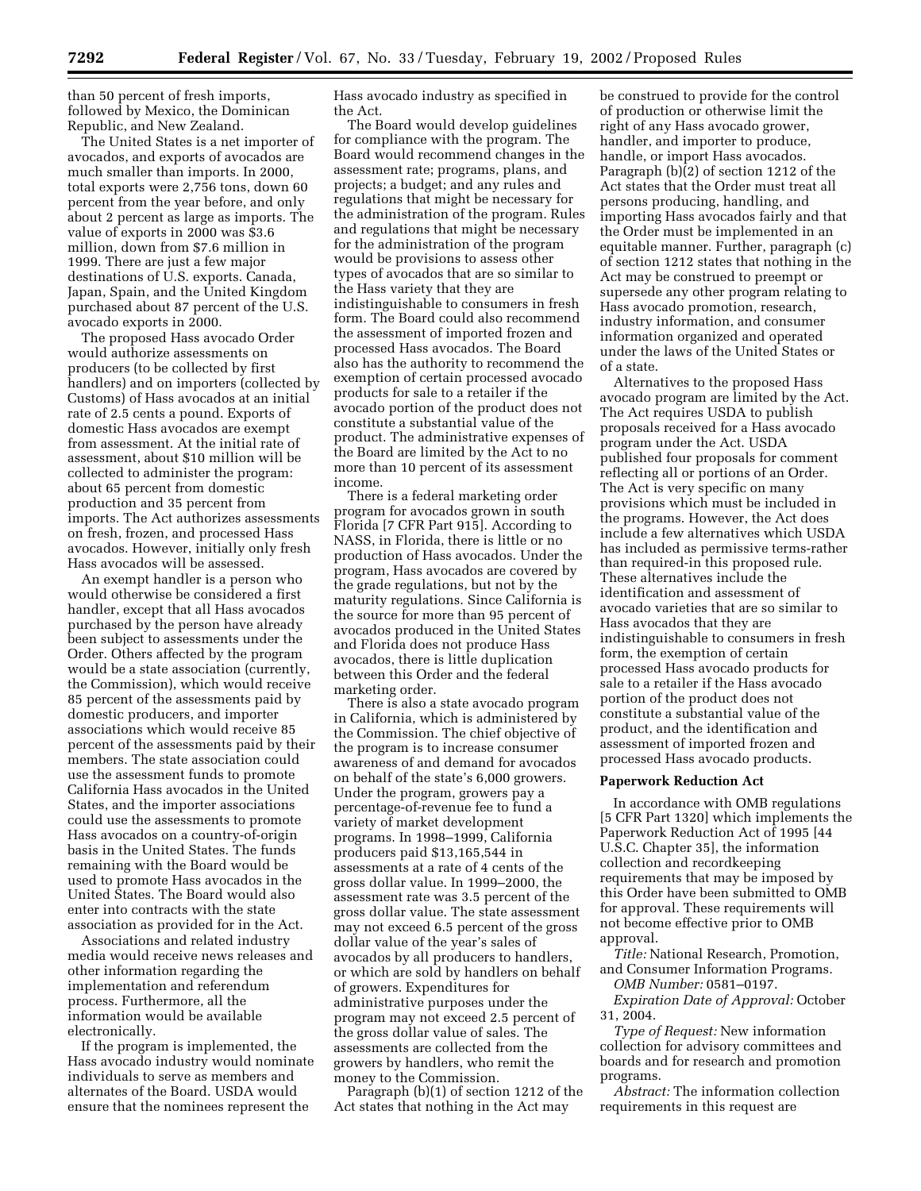than 50 percent of fresh imports, followed by Mexico, the Dominican Republic, and New Zealand.

The United States is a net importer of avocados, and exports of avocados are much smaller than imports. In 2000, total exports were 2,756 tons, down 60 percent from the year before, and only about 2 percent as large as imports. The value of exports in 2000 was $3.6 million, down from $7.6 million in 1999. There are just a few major destinations of U.S. exports. Canada, Japan, Spain, and the United Kingdom purchased about 87 percent of the U.S. avocado exports in 2000.

The proposed Hass avocado Order would authorize assessments on producers (to be collected by first handlers) and on importers (collected by Customs) of Hass avocados at an initial rate of 2.5 cents a pound. Exports of domestic Hass avocados are exempt from assessment. At the initial rate of assessment, about $10 million will be collected to administer the program: about 65 percent from domestic production and 35 percent from imports. The Act authorizes assessments on fresh, frozen, and processed Hass avocados. However, initially only fresh Hass avocados will be assessed.

An exempt handler is a person who would otherwise be considered a first handler, except that all Hass avocados purchased by the person have already been subject to assessments under the Order. Others affected by the program would be a state association (currently, the Commission), which would receive 85 percent of the assessments paid by domestic producers, and importer associations which would receive 85 percent of the assessments paid by their members. The state association could use the assessment funds to promote California Hass avocados in the United States, and the importer associations could use the assessments to promote Hass avocados on a country-of-origin basis in the United States. The funds remaining with the Board would be used to promote Hass avocados in the United States. The Board would also enter into contracts with the state association as provided for in the Act.

Associations and related industry media would receive news releases and other information regarding the implementation and referendum process. Furthermore, all the information would be available electronically.

If the program is implemented, the Hass avocado industry would nominate individuals to serve as members and alternates of the Board. USDA would ensure that the nominees represent the Hass avocado industry as specified in the Act.

The Board would develop guidelines for compliance with the program. The Board would recommend changes in the assessment rate; programs, plans, and projects; a budget; and any rules and regulations that might be necessary for the administration of the program. Rules and regulations that might be necessary for the administration of the program would be provisions to assess other types of avocados that are so similar to the Hass variety that they are indistinguishable to consumers in fresh form. The Board could also recommend the assessment of imported frozen and processed Hass avocados. The Board also has the authority to recommend the exemption of certain processed avocado products for sale to a retailer if the avocado portion of the product does not constitute a substantial value of the product. The administrative expenses of the Board are limited by the Act to no more than 10 percent of its assessment income.

There is a federal marketing order program for avocados grown in south Florida [7 CFR Part 915]. According to NASS, in Florida, there is little or no production of Hass avocados. Under the program, Hass avocados are covered by the grade regulations, but not by the maturity regulations. Since California is the source for more than 95 percent of avocados produced in the United States and Florida does not produce Hass avocados, there is little duplication between this Order and the federal marketing order.

There is also a state avocado program in California, which is administered by the Commission. The chief objective of the program is to increase consumer awareness of and demand for avocados on behalf of the state's 6,000 growers. Under the program, growers pay a percentage-of-revenue fee to fund a variety of market development programs. In 1998–1999, California producers paid $13,165,544 in assessments at a rate of 4 cents of the gross dollar value. In 1999–2000, the assessment rate was 3.5 percent of the gross dollar value. The state assessment may not exceed 6.5 percent of the gross dollar value of the year's sales of avocados by all producers to handlers, or which are sold by handlers on behalf of growers. Expenditures for administrative purposes under the program may not exceed 2.5 percent of the gross dollar value of sales. The assessments are collected from the growers by handlers, who remit the money to the Commission.

Paragraph (b)(1) of section 1212 of the Act states that nothing in the Act may be construed to provide for the control of production or otherwise limit the right of any Hass avocado grower, handler, and importer to produce, handle, or import Hass avocados. Paragraph (b)(2) of section 1212 of the Act states that the Order must treat all persons producing, handling, and importing Hass avocados fairly and that the Order must be implemented in an equitable manner. Further, paragraph (c) of section 1212 states that nothing in the Act may be construed to preempt or supersede any other program relating to Hass avocado promotion, research, industry information, and consumer information organized and operated under the laws of the United States or of a state.

Alternatives to the proposed Hass avocado program are limited by the Act. The Act requires USDA to publish proposals received for a Hass avocado program under the Act. USDA published four proposals for comment reflecting all or portions of an Order. The Act is very specific on many provisions which must be included in the programs. However, the Act does include a few alternatives which USDA has included as permissive terms-rather than required-in this proposed rule. These alternatives include the identification and assessment of avocado varieties that are so similar to Hass avocados that they are indistinguishable to consumers in fresh form, the exemption of certain processed Hass avocado products for sale to a retailer if the Hass avocado portion of the product does not constitute a substantial value of the product, and the identification and assessment of imported frozen and processed Hass avocado products.

## Paperwork Reduction Act

In accordance with OMB regulations [5 CFR Part 1320] which implements the Paperwork Reduction Act of 1995 [44 U.S.C. Chapter 35], the information collection and recordkeeping requirements that may be imposed by this Order have been submitted to OMB for approval. These requirements will not become effective prior to OMB approval.

*Title:* National Research, Promotion, and Consumer Information Programs.

*OMB Number:* 0581–0197.

*Expiration Date of Approval:* October 31, 2004.

*Type of Request:* New information collection for advisory committees and boards and for research and promotion programs.

*Abstract:* The information collection requirements in this request are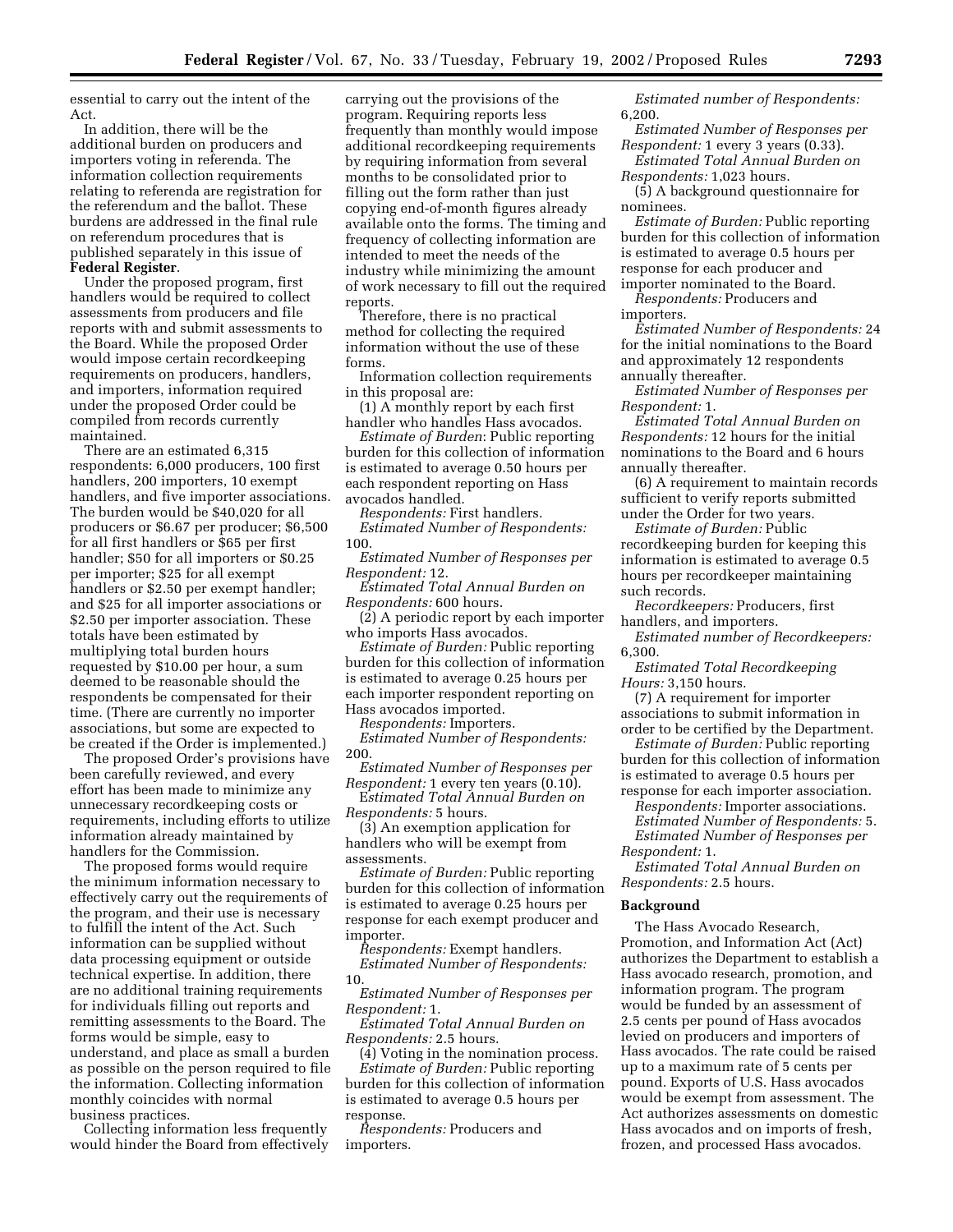essential to carry out the intent of the Act.

In addition, there will be the additional burden on producers and importers voting in referenda. The information collection requirements relating to referenda are registration for the referendum and the ballot. These burdens are addressed in the final rule on referendum procedures that is published separately in this issue of **Federal Register**.

Under the proposed program, first handlers would be required to collect assessments from producers and file reports with and submit assessments to the Board. While the proposed Order would impose certain recordkeeping requirements on producers, handlers, and importers, information required under the proposed Order could be compiled from records currently maintained.

There are an estimated 6,315 respondents: 6,000 producers, 100 first handlers, 200 importers, 10 exempt handlers, and five importer associations. The burden would be $40,020 for all producers or $6.67 per producer; $6,500 for all first handlers or $65 per first handler; $50 for all importers or $0.25 per importer; $25 for all exempt handlers or $2.50 per exempt handler; and $25 for all importer associations or $2.50 per importer association. These totals have been estimated by multiplying total burden hours requested by $10.00 per hour, a sum deemed to be reasonable should the respondents be compensated for their time. (There are currently no importer associations, but some are expected to be created if the Order is implemented.)

The proposed Order's provisions have been carefully reviewed, and every effort has been made to minimize any unnecessary recordkeeping costs or requirements, including efforts to utilize information already maintained by handlers for the Commission.

The proposed forms would require the minimum information necessary to effectively carry out the requirements of the program, and their use is necessary to fulfill the intent of the Act. Such information can be supplied without data processing equipment or outside technical expertise. In addition, there are no additional training requirements for individuals filling out reports and remitting assessments to the Board. The forms would be simple, easy to understand, and place as small a burden as possible on the person required to file the information. Collecting information monthly coincides with normal business practices.

Collecting information less frequently would hinder the Board from effectively carrying out the provisions of the program. Requiring reports less frequently than monthly would impose additional recordkeeping requirements by requiring information from several months to be consolidated prior to filling out the form rather than just copying end-of-month figures already available onto the forms. The timing and frequency of collecting information are intended to meet the needs of the industry while minimizing the amount of work necessary to fill out the required reports.

Therefore, there is no practical method for collecting the required information without the use of these forms.

Information collection requirements in this proposal are:

(1) A monthly report by each first handler who handles Hass avocados.

*Estimate of Burden*: Public reporting burden for this collection of information is estimated to average 0.50 hours per each respondent reporting on Hass avocados handled.

*Respondents:* First handlers.

*Estimated Number of Respondents:* 100.

*Estimated Number of Responses per Respondent:* 12.

*Estimated Total Annual Burden on Respondents:* 600 hours.

(2) A periodic report by each importer who imports Hass avocados.

*Estimate of Burden:* Public reporting burden for this collection of information is estimated to average 0.25 hours per each importer respondent reporting on Hass avocados imported.

*Respondents:* Importers.

*Estimated Number of Respondents:* 200.

*Estimated Number of Responses per Respondent:* 1 every ten years (0.10).

*Estimated Total Annual Burden on Respondents:* 5 hours.

(3) An exemption application for handlers who will be exempt from assessments.

*Estimate of Burden:* Public reporting burden for this collection of information is estimated to average 0.25 hours per response for each exempt producer and importer.

*Respondents:* Exempt handlers.

*Estimated Number of Respondents:* 10.

*Estimated Number of Responses per Respondent:* 1.

*Estimated Total Annual Burden on Respondents:* 2.5 hours.

(4) Voting in the nomination process.

*Estimate of Burden:* Public reporting burden for this collection of information is estimated to average 0.5 hours per response.

*Respondents:* Producers and importers.

*Estimated number of Respondents:* 6,200.

*Estimated Number of Responses per Respondent:* 1 every 3 years (0.33).

*Estimated Total Annual Burden on Respondents:* 1,023 hours.

(5) A background questionnaire for nominees.

*Estimate of Burden:* Public reporting burden for this collection of information is estimated to average 0.5 hours per response for each producer and importer nominated to the Board.

*Respondents:* Producers and importers.

*Estimated Number of Respondents:* 24 for the initial nominations to the Board and approximately 12 respondents annually thereafter.

*Estimated Number of Responses per Respondent:* 1.

*Estimated Total Annual Burden on Respondents:* 12 hours for the initial nominations to the Board and 6 hours annually thereafter.

(6) A requirement to maintain records sufficient to verify reports submitted under the Order for two years.

*Estimate of Burden:* Public recordkeeping burden for keeping this information is estimated to average 0.5 hours per recordkeeper maintaining such records.

*Recordkeepers:* Producers, first handlers, and importers.

*Estimated number of Recordkeepers:* 6,300.

*Estimated Total Recordkeeping Hours:* 3,150 hours.

(7) A requirement for importer associations to submit information in order to be certified by the Department.

*Estimate of Burden:* Public reporting burden for this collection of information is estimated to average 0.5 hours per response for each importer association.

*Respondents:* Importer associations.

*Estimated Number of Respondents:* 5.

*Estimated Number of Responses per Respondent:* 1.

*Estimated Total Annual Burden on Respondents:* 2.5 hours.

## Background

The Hass Avocado Research, Promotion, and Information Act (Act) authorizes the Department to establish a Hass avocado research, promotion, and information program. The program would be funded by an assessment of 2.5 cents per pound of Hass avocados levied on producers and importers of Hass avocados. The rate could be raised up to a maximum rate of 5 cents per pound. Exports of U.S. Hass avocados would be exempt from assessment. The Act authorizes assessments on domestic Hass avocados and on imports of fresh, frozen, and processed Hass avocados.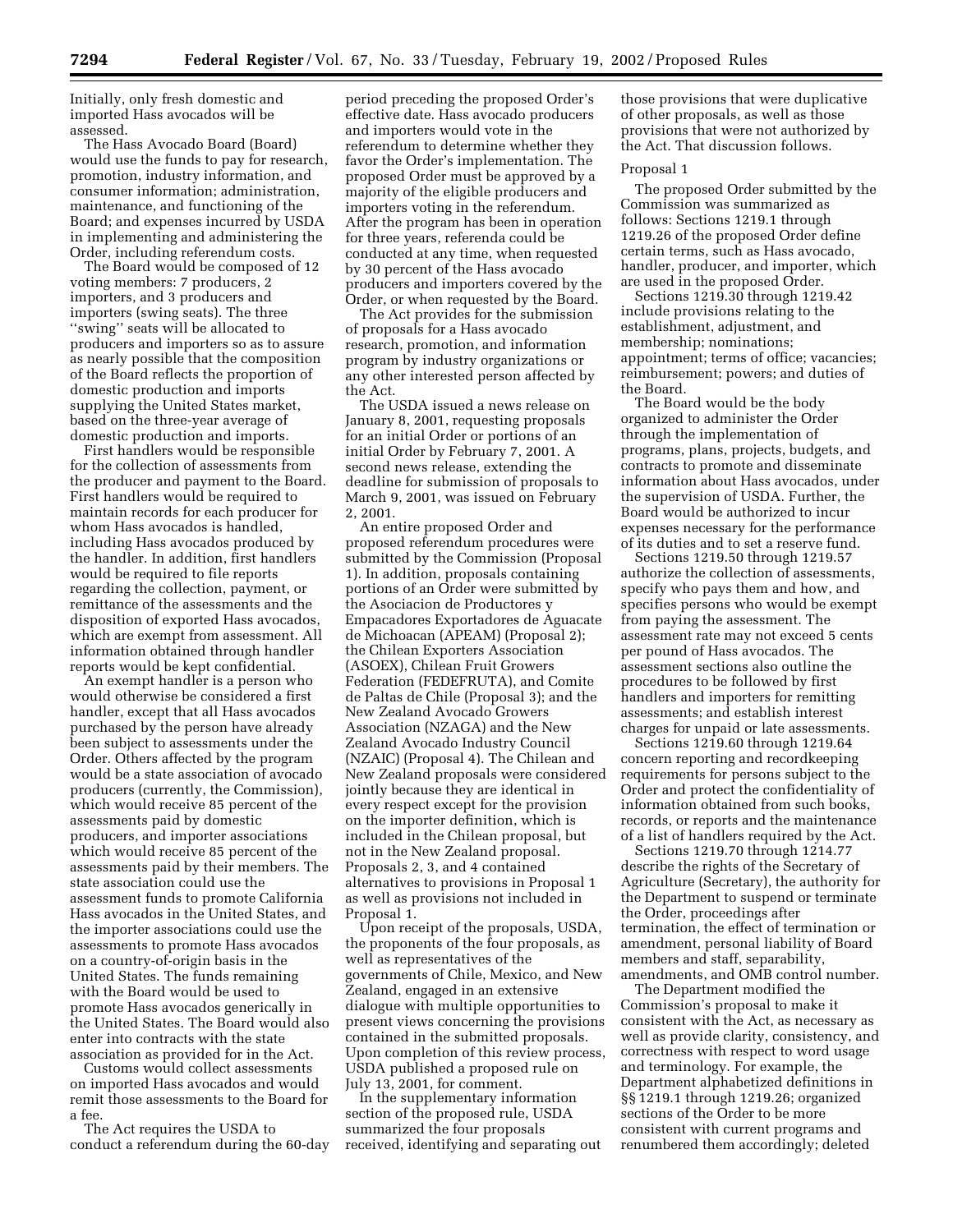Initially, only fresh domestic and imported Hass avocados will be assessed.

The Hass Avocado Board (Board) would use the funds to pay for research, promotion, industry information, and consumer information; administration, maintenance, and functioning of the Board; and expenses incurred by USDA in implementing and administering the Order, including referendum costs.

The Board would be composed of 12 voting members: 7 producers, 2 importers, and 3 producers and importers (swing seats). The three ''swing'' seats will be allocated to producers and importers so as to assure as nearly possible that the composition of the Board reflects the proportion of domestic production and imports supplying the United States market, based on the three-year average of domestic production and imports.

First handlers would be responsible for the collection of assessments from the producer and payment to the Board. First handlers would be required to maintain records for each producer for whom Hass avocados is handled, including Hass avocados produced by the handler. In addition, first handlers would be required to file reports regarding the collection, payment, or remittance of the assessments and the disposition of exported Hass avocados, which are exempt from assessment. All information obtained through handler reports would be kept confidential.

An exempt handler is a person who would otherwise be considered a first handler, except that all Hass avocados purchased by the person have already been subject to assessments under the Order. Others affected by the program would be a state association of avocado producers (currently, the Commission), which would receive 85 percent of the assessments paid by domestic producers, and importer associations which would receive 85 percent of the assessments paid by their members. The state association could use the assessment funds to promote California Hass avocados in the United States, and the importer associations could use the assessments to promote Hass avocados on a country-of-origin basis in the United States. The funds remaining with the Board would be used to promote Hass avocados generically in the United States. The Board would also enter into contracts with the state association as provided for in the Act.

Customs would collect assessments on imported Hass avocados and would remit those assessments to the Board for a fee.

The Act requires the USDA to conduct a referendum during the 60-day period preceding the proposed Order's effective date. Hass avocado producers and importers would vote in the referendum to determine whether they favor the Order's implementation. The proposed Order must be approved by a majority of the eligible producers and importers voting in the referendum. After the program has been in operation for three years, referenda could be conducted at any time, when requested by 30 percent of the Hass avocado producers and importers covered by the Order, or when requested by the Board.

The Act provides for the submission of proposals for a Hass avocado research, promotion, and information program by industry organizations or any other interested person affected by the Act.

The USDA issued a news release on January 8, 2001, requesting proposals for an initial Order or portions of an initial Order by February 7, 2001. A second news release, extending the deadline for submission of proposals to March 9, 2001, was issued on February 2, 2001.

An entire proposed Order and proposed referendum procedures were submitted by the Commission (Proposal 1). In addition, proposals containing portions of an Order were submitted by the Asociacion de Productores y Empacadores Exportadores de Aguacate de Michoacan (APEAM) (Proposal 2); the Chilean Exporters Association (ASOEX), Chilean Fruit Growers Federation (FEDEFRUTA), and Comite de Paltas de Chile (Proposal 3); and the New Zealand Avocado Growers Association (NZAGA) and the New Zealand Avocado Industry Council (NZAIC) (Proposal 4). The Chilean and New Zealand proposals were considered jointly because they are identical in every respect except for the provision on the importer definition, which is included in the Chilean proposal, but not in the New Zealand proposal. Proposals 2, 3, and 4 contained alternatives to provisions in Proposal 1 as well as provisions not included in Proposal 1.

Upon receipt of the proposals, USDA, the proponents of the four proposals, as well as representatives of the governments of Chile, Mexico, and New Zealand, engaged in an extensive dialogue with multiple opportunities to present views concerning the provisions contained in the submitted proposals. Upon completion of this review process, USDA published a proposed rule on July 13, 2001, for comment.

In the supplementary information section of the proposed rule, USDA summarized the four proposals received, identifying and separating out those provisions that were duplicative of other proposals, as well as those provisions that were not authorized by the Act. That discussion follows.

Proposal 1

The proposed Order submitted by the Commission was summarized as follows: Sections 1219.1 through 1219.26 of the proposed Order define certain terms, such as Hass avocado, handler, producer, and importer, which are used in the proposed Order.

Sections 1219.30 through 1219.42 include provisions relating to the establishment, adjustment, and membership; nominations; appointment; terms of office; vacancies; reimbursement; powers; and duties of the Board.

The Board would be the body organized to administer the Order through the implementation of programs, plans, projects, budgets, and contracts to promote and disseminate information about Hass avocados, under the supervision of USDA. Further, the Board would be authorized to incur expenses necessary for the performance of its duties and to set a reserve fund.

Sections 1219.50 through 1219.57 authorize the collection of assessments, specify who pays them and how, and specifies persons who would be exempt from paying the assessment. The assessment rate may not exceed 5 cents per pound of Hass avocados. The assessment sections also outline the procedures to be followed by first handlers and importers for remitting assessments; and establish interest charges for unpaid or late assessments.

Sections 1219.60 through 1219.64 concern reporting and recordkeeping requirements for persons subject to the Order and protect the confidentiality of information obtained from such books, records, or reports and the maintenance of a list of handlers required by the Act.

Sections 1219.70 through 1214.77 describe the rights of the Secretary of Agriculture (Secretary), the authority for the Department to suspend or terminate the Order, proceedings after termination, the effect of termination or amendment, personal liability of Board members and staff, separability, amendments, and OMB control number.

The Department modified the Commission's proposal to make it consistent with the Act, as necessary as well as provide clarity, consistency, and correctness with respect to word usage and terminology. For example, the Department alphabetized definitions in §§ 1219.1 through 1219.26; organized sections of the Order to be more consistent with current programs and renumbered them accordingly; deleted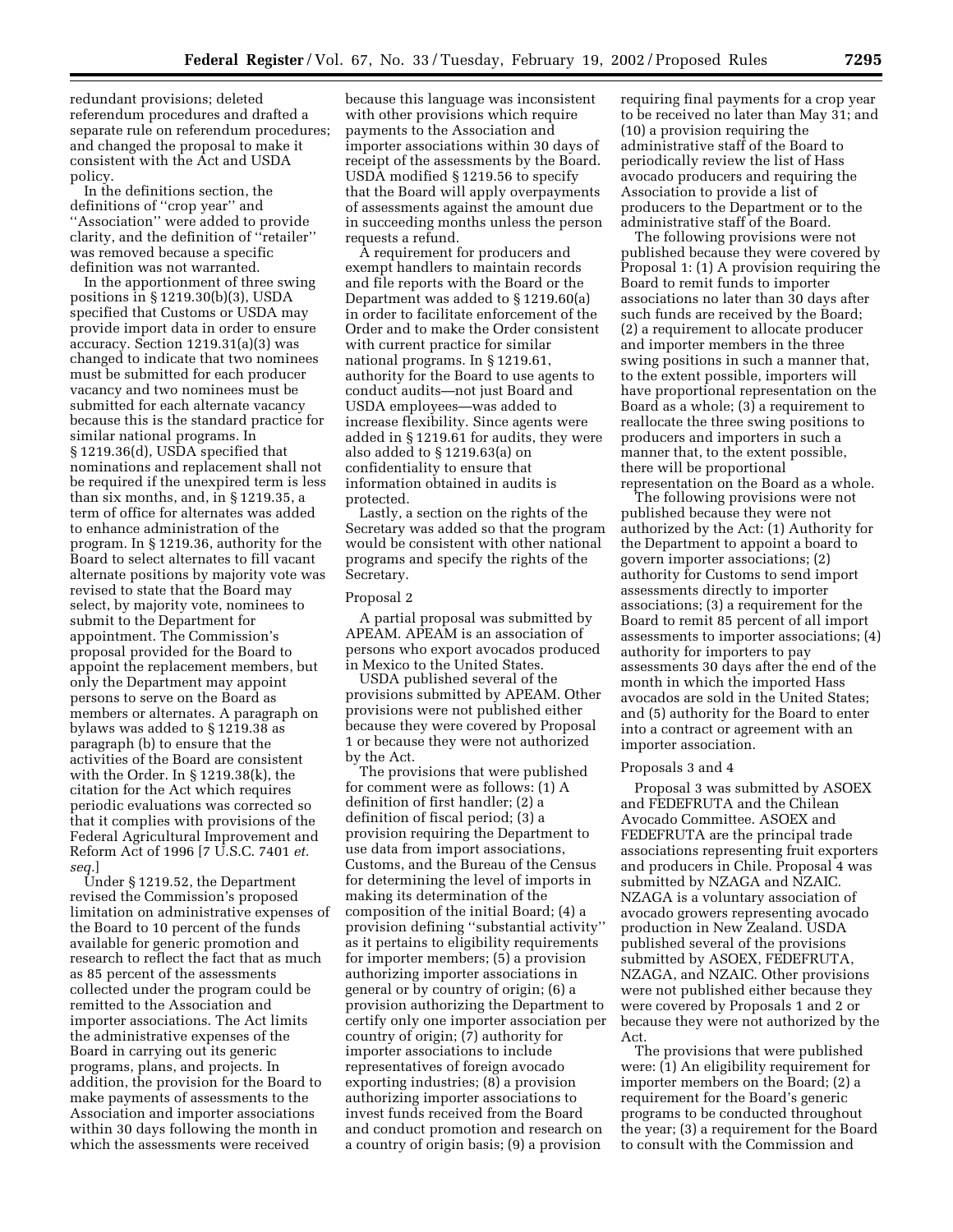redundant provisions; deleted referendum procedures and drafted a separate rule on referendum procedures; and changed the proposal to make it consistent with the Act and USDA policy.

In the definitions section, the definitions of ''crop year'' and ''Association'' were added to provide clarity, and the definition of ''retailer'' was removed because a specific definition was not warranted.

In the apportionment of three swing positions in § 1219.30(b)(3), USDA specified that Customs or USDA may provide import data in order to ensure accuracy. Section 1219.31(a)(3) was changed to indicate that two nominees must be submitted for each producer vacancy and two nominees must be submitted for each alternate vacancy because this is the standard practice for similar national programs. In § 1219.36(d), USDA specified that nominations and replacement shall not be required if the unexpired term is less than six months, and, in § 1219.35, a term of office for alternates was added to enhance administration of the program. In § 1219.36, authority for the Board to select alternates to fill vacant alternate positions by majority vote was revised to state that the Board may select, by majority vote, nominees to submit to the Department for appointment. The Commission's proposal provided for the Board to appoint the replacement members, but only the Department may appoint persons to serve on the Board as members or alternates. A paragraph on bylaws was added to § 1219.38 as paragraph (b) to ensure that the activities of the Board are consistent with the Order. In § 1219.38(k), the citation for the Act which requires periodic evaluations was corrected so that it complies with provisions of the Federal Agricultural Improvement and Reform Act of 1996 [7 U.S.C. 7401 *et. seq.*]

Under § 1219.52, the Department revised the Commission's proposed limitation on administrative expenses of the Board to 10 percent of the funds available for generic promotion and research to reflect the fact that as much as 85 percent of the assessments collected under the program could be remitted to the Association and importer associations. The Act limits the administrative expenses of the Board in carrying out its generic programs, plans, and projects. In addition, the provision for the Board to make payments of assessments to the Association and importer associations within 30 days following the month in which the assessments were received because this language was inconsistent with other provisions which require payments to the Association and importer associations within 30 days of receipt of the assessments by the Board. USDA modified § 1219.56 to specify that the Board will apply overpayments of assessments against the amount due in succeeding months unless the person requests a refund.

A requirement for producers and exempt handlers to maintain records and file reports with the Board or the Department was added to § 1219.60(a) in order to facilitate enforcement of the Order and to make the Order consistent with current practice for similar national programs. In § 1219.61, authority for the Board to use agents to conduct audits—not just Board and USDA employees—was added to increase flexibility. Since agents were added in § 1219.61 for audits, they were also added to § 1219.63(a) on confidentiality to ensure that information obtained in audits is protected.

Lastly, a section on the rights of the Secretary was added so that the program would be consistent with other national programs and specify the rights of the Secretary.

### Proposal 2

A partial proposal was submitted by APEAM. APEAM is an association of persons who export avocados produced in Mexico to the United States.

USDA published several of the provisions submitted by APEAM. Other provisions were not published either because they were covered by Proposal 1 or because they were not authorized by the Act.

The provisions that were published for comment were as follows: (1) A definition of first handler; (2) a definition of fiscal period; (3) a provision requiring the Department to use data from import associations, Customs, and the Bureau of the Census for determining the level of imports in making its determination of the composition of the initial Board; (4) a provision defining ''substantial activity'' as it pertains to eligibility requirements for importer members; (5) a provision authorizing importer associations in general or by country of origin; (6) a provision authorizing the Department to certify only one importer association per country of origin; (7) authority for importer associations to include representatives of foreign avocado exporting industries; (8) a provision authorizing importer associations to invest funds received from the Board and conduct promotion and research on a country of origin basis; (9) a provision requiring final payments for a crop year to be received no later than May 31; and (10) a provision requiring the administrative staff of the Board to periodically review the list of Hass avocado producers and requiring the Association to provide a list of producers to the Department or to the administrative staff of the Board.

The following provisions were not published because they were covered by Proposal 1: (1) A provision requiring the Board to remit funds to importer associations no later than 30 days after such funds are received by the Board; (2) a requirement to allocate producer and importer members in the three swing positions in such a manner that, to the extent possible, importers will have proportional representation on the Board as a whole; (3) a requirement to reallocate the three swing positions to producers and importers in such a manner that, to the extent possible, there will be proportional representation on the Board as a whole.

The following provisions were not published because they were not authorized by the Act: (1) Authority for the Department to appoint a board to govern importer associations; (2) authority for Customs to send import assessments directly to importer associations; (3) a requirement for the Board to remit 85 percent of all import assessments to importer associations; (4) authority for importers to pay assessments 30 days after the end of the month in which the imported Hass avocados are sold in the United States; and (5) authority for the Board to enter into a contract or agreement with an importer association.

### Proposals 3 and 4

Proposal 3 was submitted by ASOEX and FEDEFRUTA and the Chilean Avocado Committee. ASOEX and FEDEFRUTA are the principal trade associations representing fruit exporters and producers in Chile. Proposal 4 was submitted by NZAGA and NZAIC. NZAGA is a voluntary association of avocado growers representing avocado production in New Zealand. USDA published several of the provisions submitted by ASOEX, FEDEFRUTA, NZAGA, and NZAIC. Other provisions were not published either because they were covered by Proposals 1 and 2 or because they were not authorized by the Act.

The provisions that were published were: (1) An eligibility requirement for importer members on the Board; (2) a requirement for the Board's generic programs to be conducted throughout the year; (3) a requirement for the Board to consult with the Commission and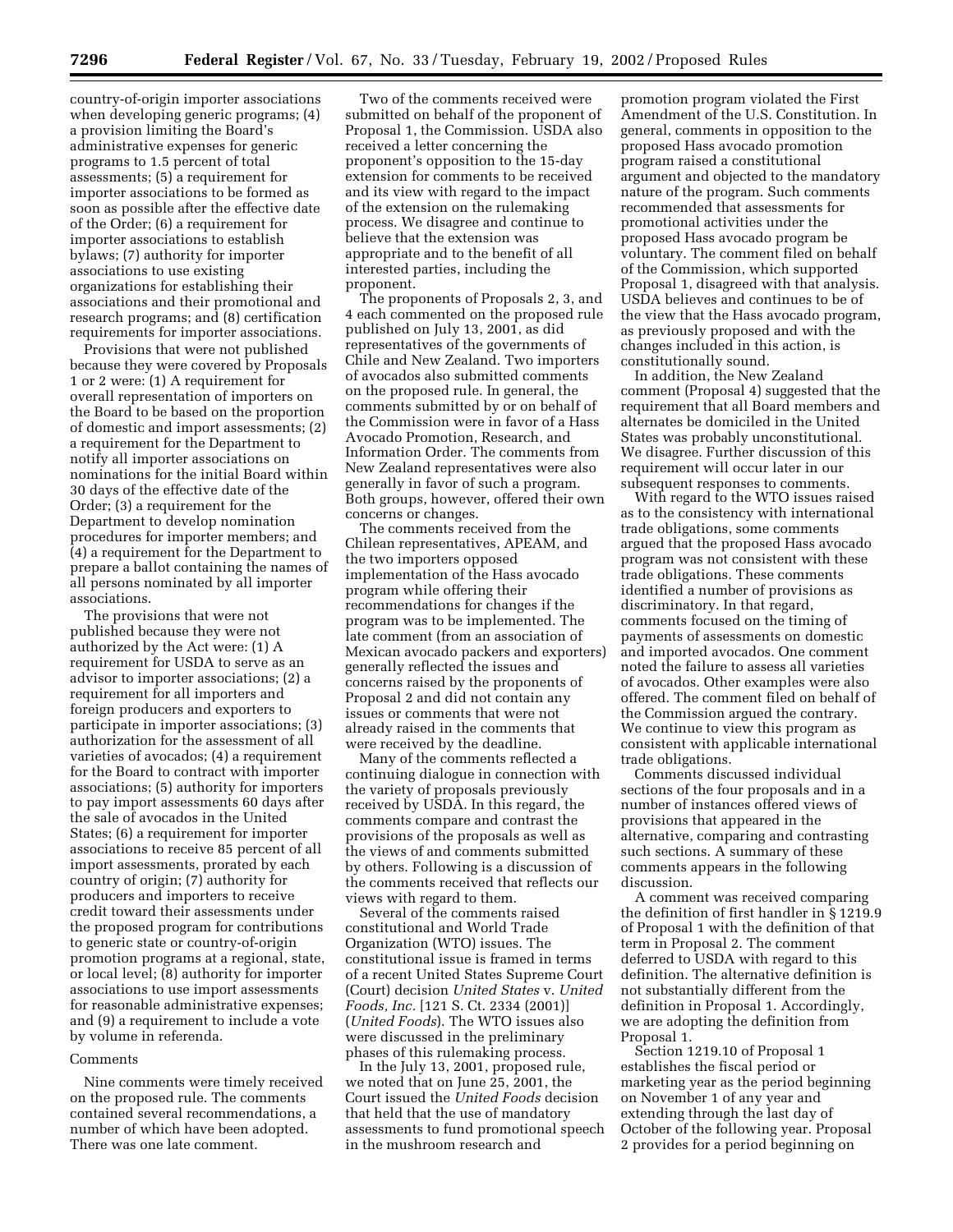country-of-origin importer associations when developing generic programs; (4) a provision limiting the Board's administrative expenses for generic programs to 1.5 percent of total assessments; (5) a requirement for importer associations to be formed as soon as possible after the effective date of the Order; (6) a requirement for importer associations to establish bylaws; (7) authority for importer associations to use existing organizations for establishing their associations and their promotional and research programs; and (8) certification requirements for importer associations.

Provisions that were not published because they were covered by Proposals 1 or 2 were: (1) A requirement for overall representation of importers on the Board to be based on the proportion of domestic and import assessments; (2) a requirement for the Department to notify all importer associations on nominations for the initial Board within 30 days of the effective date of the Order; (3) a requirement for the Department to develop nomination procedures for importer members; and (4) a requirement for the Department to prepare a ballot containing the names of all persons nominated by all importer associations.

The provisions that were not published because they were not authorized by the Act were: (1) A requirement for USDA to serve as an advisor to importer associations; (2) a requirement for all importers and foreign producers and exporters to participate in importer associations; (3) authorization for the assessment of all varieties of avocados; (4) a requirement for the Board to contract with importer associations; (5) authority for importers to pay import assessments 60 days after the sale of avocados in the United States; (6) a requirement for importer associations to receive 85 percent of all import assessments, prorated by each country of origin; (7) authority for producers and importers to receive credit toward their assessments under the proposed program for contributions to generic state or country-of-origin promotion programs at a regional, state, or local level; (8) authority for importer associations to use import assessments for reasonable administrative expenses; and (9) a requirement to include a vote by volume in referenda.

## Comments

Nine comments were timely received on the proposed rule. The comments contained several recommendations, a number of which have been adopted. There was one late comment.

Two of the comments received were submitted on behalf of the proponent of Proposal 1, the Commission. USDA also received a letter concerning the proponent's opposition to the 15-day extension for comments to be received and its view with regard to the impact of the extension on the rulemaking process. We disagree and continue to believe that the extension was appropriate and to the benefit of all interested parties, including the proponent.

The proponents of Proposals 2, 3, and 4 each commented on the proposed rule published on July 13, 2001, as did representatives of the governments of Chile and New Zealand. Two importers of avocados also submitted comments on the proposed rule. In general, the comments submitted by or on behalf of the Commission were in favor of a Hass Avocado Promotion, Research, and Information Order. The comments from New Zealand representatives were also generally in favor of such a program. Both groups, however, offered their own concerns or changes.

The comments received from the Chilean representatives, APEAM, and the two importers opposed implementation of the Hass avocado program while offering their recommendations for changes if the program was to be implemented. The late comment (from an association of Mexican avocado packers and exporters) generally reflected the issues and concerns raised by the proponents of Proposal 2 and did not contain any issues or comments that were not already raised in the comments that were received by the deadline.

Many of the comments reflected a continuing dialogue in connection with the variety of proposals previously received by USDA. In this regard, the comments compare and contrast the provisions of the proposals as well as the views of and comments submitted by others. Following is a discussion of the comments received that reflects our views with regard to them.

Several of the comments raised constitutional and World Trade Organization (WTO) issues. The constitutional issue is framed in terms of a recent United States Supreme Court (Court) decision *United States* v. *United Foods, Inc.* [121 S. Ct. 2334 (2001)] (*United Foods*). The WTO issues also were discussed in the preliminary phases of this rulemaking process.

In the July 13, 2001, proposed rule, we noted that on June 25, 2001, the Court issued the *United Foods* decision that held that the use of mandatory assessments to fund promotional speech in the mushroom research and promotion program violated the First Amendment of the U.S. Constitution. In general, comments in opposition to the proposed Hass avocado promotion program raised a constitutional argument and objected to the mandatory nature of the program. Such comments recommended that assessments for promotional activities under the proposed Hass avocado program be voluntary. The comment filed on behalf of the Commission, which supported Proposal 1, disagreed with that analysis. USDA believes and continues to be of the view that the Hass avocado program, as previously proposed and with the changes included in this action, is constitutionally sound.

In addition, the New Zealand comment (Proposal 4) suggested that the requirement that all Board members and alternates be domiciled in the United States was probably unconstitutional. We disagree. Further discussion of this requirement will occur later in our subsequent responses to comments.

With regard to the WTO issues raised as to the consistency with international trade obligations, some comments argued that the proposed Hass avocado program was not consistent with these trade obligations. These comments identified a number of provisions as discriminatory. In that regard, comments focused on the timing of payments of assessments on domestic and imported avocados. One comment noted the failure to assess all varieties of avocados. Other examples were also offered. The comment filed on behalf of the Commission argued the contrary. We continue to view this program as consistent with applicable international trade obligations.

Comments discussed individual sections of the four proposals and in a number of instances offered views of provisions that appeared in the alternative, comparing and contrasting such sections. A summary of these comments appears in the following discussion.

A comment was received comparing the definition of first handler in § 1219.9 of Proposal 1 with the definition of that term in Proposal 2. The comment deferred to USDA with regard to this definition. The alternative definition is not substantially different from the definition in Proposal 1. Accordingly, we are adopting the definition from Proposal 1.

Section 1219.10 of Proposal 1 establishes the fiscal period or marketing year as the period beginning on November 1 of any year and extending through the last day of October of the following year. Proposal 2 provides for a period beginning on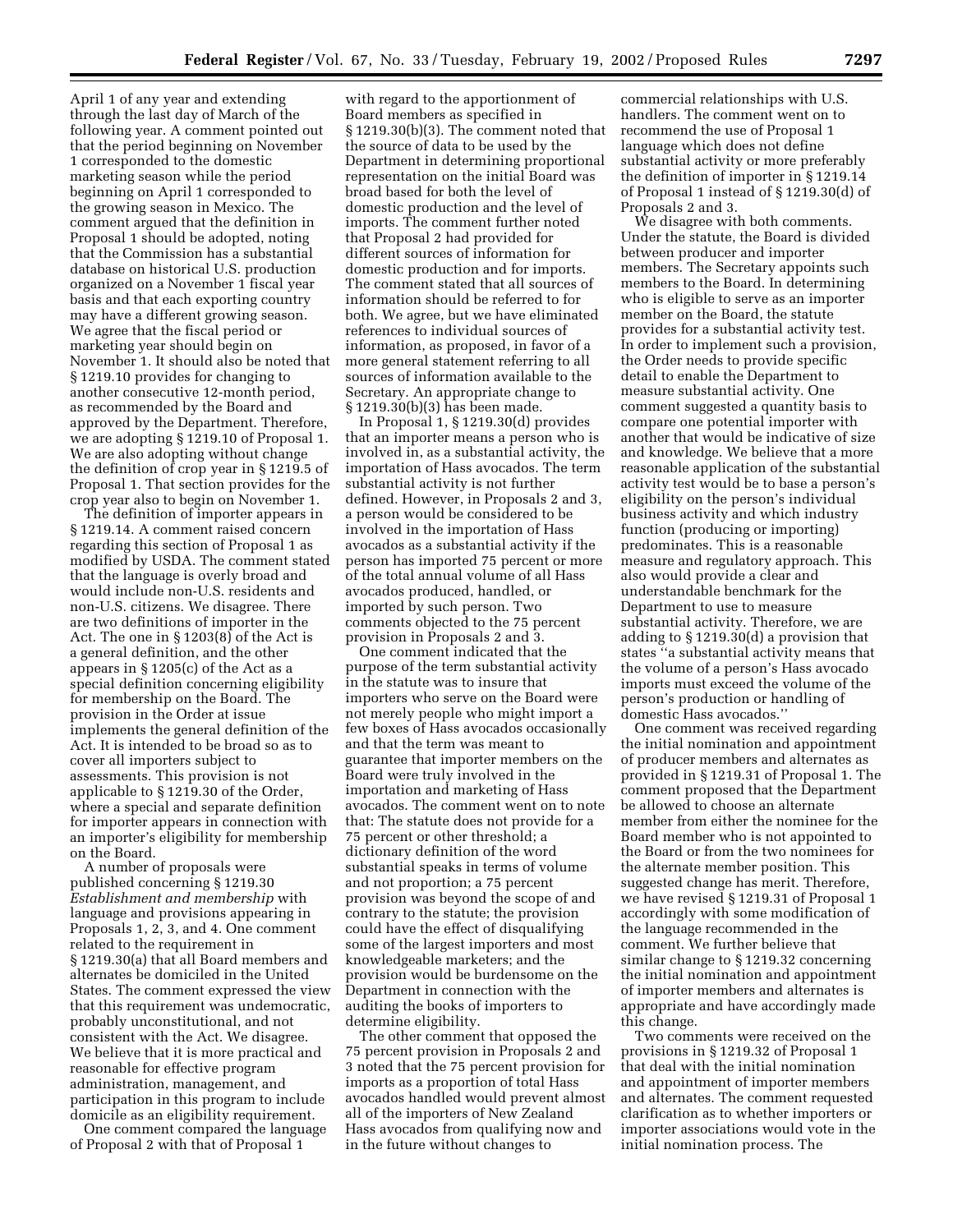April 1 of any year and extending through the last day of March of the following year. A comment pointed out that the period beginning on November 1 corresponded to the domestic marketing season while the period beginning on April 1 corresponded to the growing season in Mexico. The comment argued that the definition in Proposal 1 should be adopted, noting that the Commission has a substantial database on historical U.S. production organized on a November 1 fiscal year basis and that each exporting country may have a different growing season. We agree that the fiscal period or marketing year should begin on November 1. It should also be noted that § 1219.10 provides for changing to another consecutive 12-month period, as recommended by the Board and approved by the Department. Therefore, we are adopting § 1219.10 of Proposal 1. We are also adopting without change the definition of crop year in § 1219.5 of Proposal 1. That section provides for the crop year also to begin on November 1.

The definition of importer appears in § 1219.14. A comment raised concern regarding this section of Proposal 1 as modified by USDA. The comment stated that the language is overly broad and would include non-U.S. residents and non-U.S. citizens. We disagree. There are two definitions of importer in the Act. The one in § 1203(8) of the Act is a general definition, and the other appears in § 1205(c) of the Act as a special definition concerning eligibility for membership on the Board. The provision in the Order at issue implements the general definition of the Act. It is intended to be broad so as to cover all importers subject to assessments. This provision is not applicable to § 1219.30 of the Order, where a special and separate definition for importer appears in connection with an importer's eligibility for membership on the Board.

A number of proposals were published concerning § 1219.30 *Establishment and membership* with language and provisions appearing in Proposals 1, 2, 3, and 4. One comment related to the requirement in § 1219.30(a) that all Board members and alternates be domiciled in the United States. The comment expressed the view that this requirement was undemocratic, probably unconstitutional, and not consistent with the Act. We disagree. We believe that it is more practical and reasonable for effective program administration, management, and participation in this program to include domicile as an eligibility requirement.

One comment compared the language of Proposal 2 with that of Proposal 1 with regard to the apportionment of Board members as specified in § 1219.30(b)(3). The comment noted that the source of data to be used by the Department in determining proportional representation on the initial Board was broad based for both the level of domestic production and the level of imports. The comment further noted that Proposal 2 had provided for different sources of information for domestic production and for imports. The comment stated that all sources of information should be referred to for both. We agree, but we have eliminated references to individual sources of information, as proposed, in favor of a more general statement referring to all sources of information available to the Secretary. An appropriate change to § 1219.30(b)(3) has been made.

In Proposal 1, § 1219.30(d) provides that an importer means a person who is involved in, as a substantial activity, the importation of Hass avocados. The term substantial activity is not further defined. However, in Proposals 2 and 3, a person would be considered to be involved in the importation of Hass avocados as a substantial activity if the person has imported 75 percent or more of the total annual volume of all Hass avocados produced, handled, or imported by such person. Two comments objected to the 75 percent provision in Proposals 2 and 3.

One comment indicated that the purpose of the term substantial activity in the statute was to insure that importers who serve on the Board were not merely people who might import a few boxes of Hass avocados occasionally and that the term was meant to guarantee that importer members on the Board were truly involved in the importation and marketing of Hass avocados. The comment went on to note that: The statute does not provide for a 75 percent or other threshold; a dictionary definition of the word substantial speaks in terms of volume and not proportion; a 75 percent provision was beyond the scope of and contrary to the statute; the provision could have the effect of disqualifying some of the largest importers and most knowledgeable marketers; and the provision would be burdensome on the Department in connection with the auditing the books of importers to determine eligibility.

The other comment that opposed the 75 percent provision in Proposals 2 and 3 noted that the 75 percent provision for imports as a proportion of total Hass avocados handled would prevent almost all of the importers of New Zealand Hass avocados from qualifying now and in the future without changes to commercial relationships with U.S. handlers. The comment went on to recommend the use of Proposal 1 language which does not define substantial activity or more preferably the definition of importer in § 1219.14 of Proposal 1 instead of § 1219.30(d) of Proposals 2 and 3.

We disagree with both comments. Under the statute, the Board is divided between producer and importer members. The Secretary appoints such members to the Board. In determining who is eligible to serve as an importer member on the Board, the statute provides for a substantial activity test. In order to implement such a provision, the Order needs to provide specific detail to enable the Department to measure substantial activity. One comment suggested a quantity basis to compare one potential importer with another that would be indicative of size and knowledge. We believe that a more reasonable application of the substantial activity test would be to base a person's eligibility on the person's individual business activity and which industry function (producing or importing) predominates. This is a reasonable measure and regulatory approach. This also would provide a clear and understandable benchmark for the Department to use to measure substantial activity. Therefore, we are adding to § 1219.30(d) a provision that states "a substantial activity means that the volume of a person's Hass avocado imports must exceed the volume of the person's production or handling of domestic Hass avocados."

One comment was received regarding the initial nomination and appointment of producer members and alternates as provided in § 1219.31 of Proposal 1. The comment proposed that the Department be allowed to choose an alternate member from either the nominee for the Board member who is not appointed to the Board or from the two nominees for the alternate member position. This suggested change has merit. Therefore, we have revised § 1219.31 of Proposal 1 accordingly with some modification of the language recommended in the comment. We further believe that similar change to § 1219.32 concerning the initial nomination and appointment of importer members and alternates is appropriate and have accordingly made this change.

Two comments were received on the provisions in § 1219.32 of Proposal 1 that deal with the initial nomination and appointment of importer members and alternates. The comment requested clarification as to whether importers or importer associations would vote in the initial nomination process. The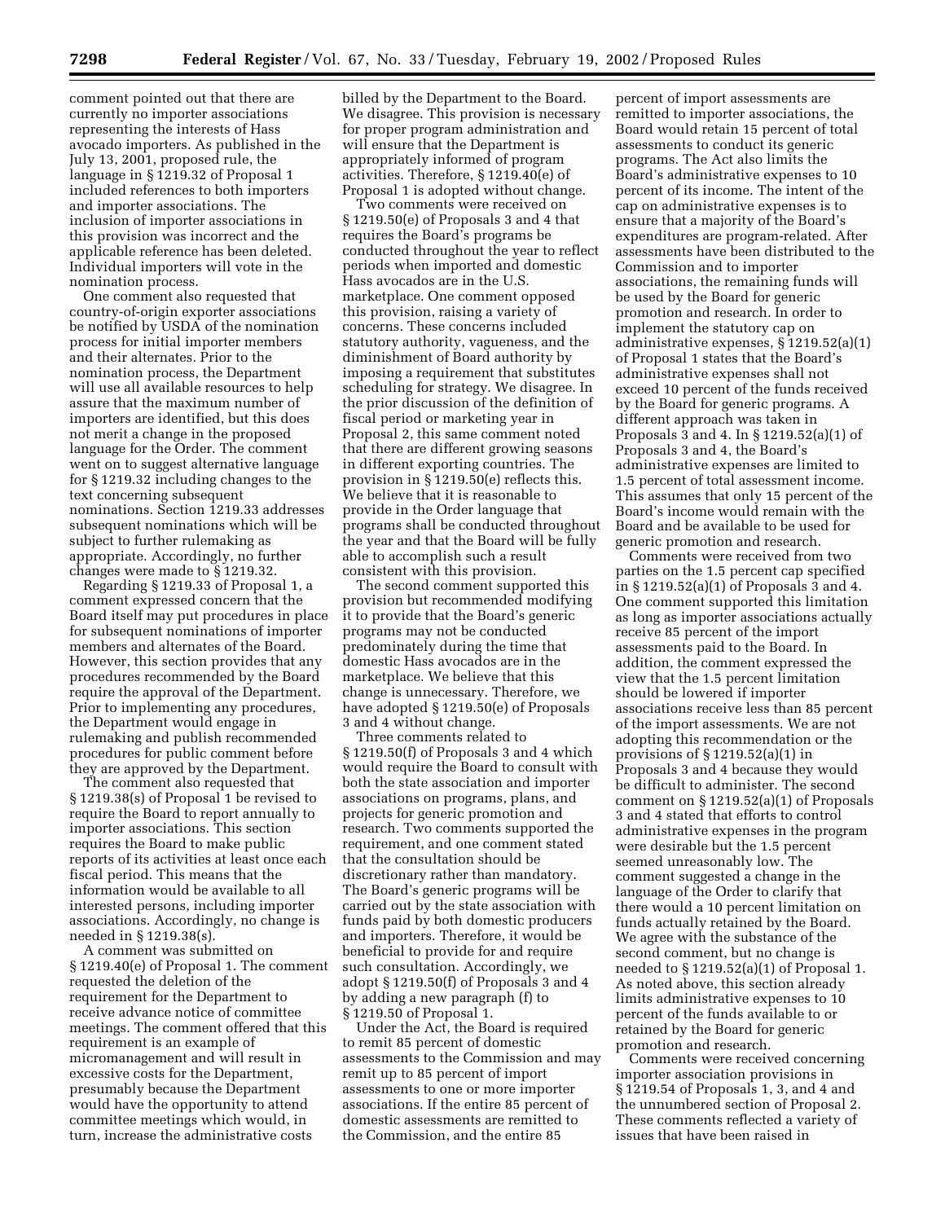comment pointed out that there are currently no importer associations representing the interests of Hass avocado importers. As published in the July 13, 2001, proposed rule, the language in § 1219.32 of Proposal 1 included references to both importers and importer associations. The inclusion of importer associations in this provision was incorrect and the applicable reference has been deleted. Individual importers will vote in the nomination process.

One comment also requested that country-of-origin exporter associations be notified by USDA of the nomination process for initial importer members and their alternates. Prior to the nomination process, the Department will use all available resources to help assure that the maximum number of importers are identified, but this does not merit a change in the proposed language for the Order. The comment went on to suggest alternative language for § 1219.32 including changes to the text concerning subsequent nominations. Section 1219.33 addresses subsequent nominations which will be subject to further rulemaking as appropriate. Accordingly, no further changes were made to § 1219.32.

Regarding § 1219.33 of Proposal 1, a comment expressed concern that the Board itself may put procedures in place for subsequent nominations of importer members and alternates of the Board. However, this section provides that any procedures recommended by the Board require the approval of the Department. Prior to implementing any procedures, the Department would engage in rulemaking and publish recommended procedures for public comment before they are approved by the Department.

The comment also requested that § 1219.38(s) of Proposal 1 be revised to require the Board to report annually to importer associations. This section requires the Board to make public reports of its activities at least once each fiscal period. This means that the information would be available to all interested persons, including importer associations. Accordingly, no change is needed in § 1219.38(s).

A comment was submitted on § 1219.40(e) of Proposal 1. The comment requested the deletion of the requirement for the Department to receive advance notice of committee meetings. The comment offered that this requirement is an example of micromanagement and will result in excessive costs for the Department, presumably because the Department would have the opportunity to attend committee meetings which would, in turn, increase the administrative costs billed by the Department to the Board. We disagree. This provision is necessary for proper program administration and will ensure that the Department is appropriately informed of program activities. Therefore, § 1219.40(e) of Proposal 1 is adopted without change.

Two comments were received on § 1219.50(e) of Proposals 3 and 4 that requires the Board's programs be conducted throughout the year to reflect periods when imported and domestic Hass avocados are in the U.S. marketplace. One comment opposed this provision, raising a variety of concerns. These concerns included statutory authority, vagueness, and the diminishment of Board authority by imposing a requirement that substitutes scheduling for strategy. We disagree. In the prior discussion of the definition of fiscal period or marketing year in Proposal 2, this same comment noted that there are different growing seasons in different exporting countries. The provision in § 1219.50(e) reflects this. We believe that it is reasonable to provide in the Order language that programs shall be conducted throughout the year and that the Board will be fully able to accomplish such a result consistent with this provision.

The second comment supported this provision but recommended modifying it to provide that the Board's generic programs may not be conducted predominately during the time that domestic Hass avocados are in the marketplace. We believe that this change is unnecessary. Therefore, we have adopted § 1219.50(e) of Proposals 3 and 4 without change.

Three comments related to § 1219.50(f) of Proposals 3 and 4 which would require the Board to consult with both the state association and importer associations on programs, plans, and projects for generic promotion and research. Two comments supported the requirement, and one comment stated that the consultation should be discretionary rather than mandatory. The Board's generic programs will be carried out by the state association with funds paid by both domestic producers and importers. Therefore, it would be beneficial to provide for and require such consultation. Accordingly, we adopt § 1219.50(f) of Proposals 3 and 4 by adding a new paragraph (f) to § 1219.50 of Proposal 1.

Under the Act, the Board is required to remit 85 percent of domestic assessments to the Commission and may remit up to 85 percent of import assessments to one or more importer associations. If the entire 85 percent of domestic assessments are remitted to the Commission, and the entire 85 percent of import assessments are remitted to importer associations, the Board would retain 15 percent of total assessments to conduct its generic programs. The Act also limits the Board's administrative expenses to 10 percent of its income. The intent of the cap on administrative expenses is to ensure that a majority of the Board's expenditures are program-related. After assessments have been distributed to the Commission and to importer associations, the remaining funds will be used by the Board for generic promotion and research. In order to implement the statutory cap on administrative expenses, § 1219.52(a)(1) of Proposal 1 states that the Board's administrative expenses shall not exceed 10 percent of the funds received by the Board for generic programs. A different approach was taken in Proposals 3 and 4. In § 1219.52(a)(1) of Proposals 3 and 4, the Board's administrative expenses are limited to 1.5 percent of total assessment income. This assumes that only 15 percent of the Board's income would remain with the Board and be available to be used for generic promotion and research.

Comments were received from two parties on the 1.5 percent cap specified in § 1219.52(a)(1) of Proposals 3 and 4. One comment supported this limitation as long as importer associations actually receive 85 percent of the import assessments paid to the Board. In addition, the comment expressed the view that the 1.5 percent limitation should be lowered if importer associations receive less than 85 percent of the import assessments. We are not adopting this recommendation or the provisions of § 1219.52(a)(1) in Proposals 3 and 4 because they would be difficult to administer. The second comment on § 1219.52(a)(1) of Proposals 3 and 4 stated that efforts to control administrative expenses in the program were desirable but the 1.5 percent seemed unreasonably low. The comment suggested a change in the language of the Order to clarify that there would a 10 percent limitation on funds actually retained by the Board. We agree with the substance of the second comment, but no change is needed to § 1219.52(a)(1) of Proposal 1. As noted above, this section already limits administrative expenses to 10 percent of the funds available to or retained by the Board for generic promotion and research.

Comments were received concerning importer association provisions in § 1219.54 of Proposals 1, 3, and 4 and the unnumbered section of Proposal 2. These comments reflected a variety of issues that have been raised in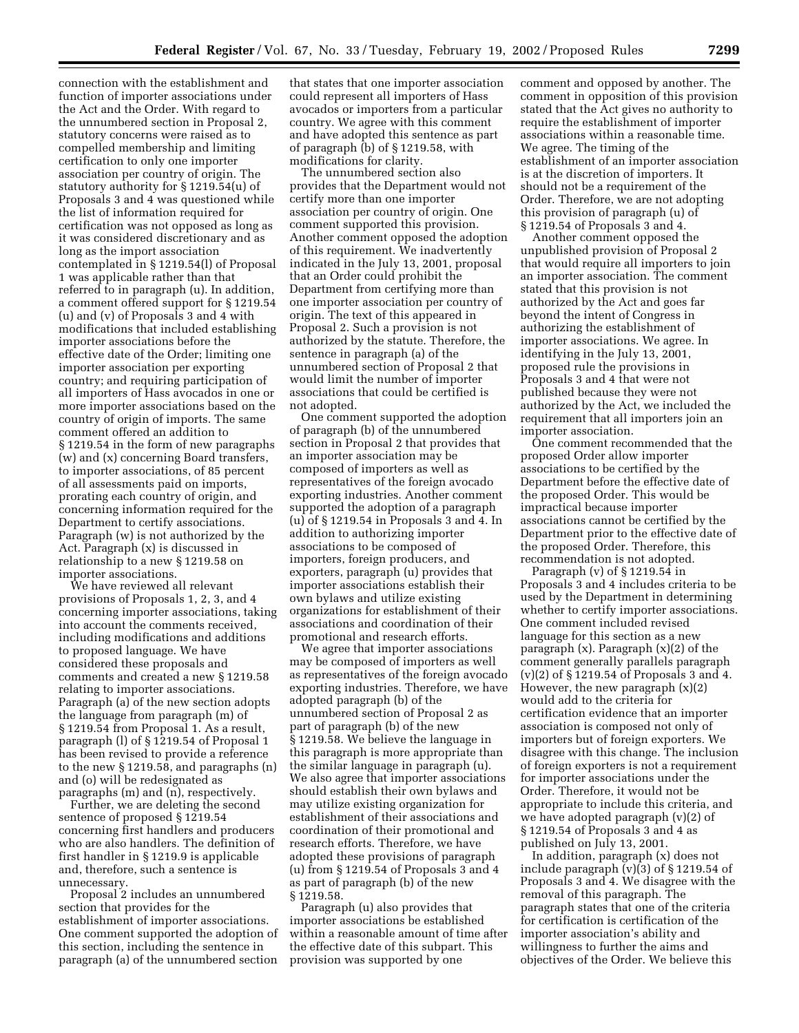connection with the establishment and function of importer associations under the Act and the Order. With regard to the unnumbered section in Proposal 2, statutory concerns were raised as to compelled membership and limiting certification to only one importer association per country of origin. The statutory authority for § 1219.54(u) of Proposals 3 and 4 was questioned while the list of information required for certification was not opposed as long as it was considered discretionary and as long as the import association contemplated in § 1219.54(l) of Proposal 1 was applicable rather than that referred to in paragraph (u). In addition, a comment offered support for § 1219.54 (u) and (v) of Proposals 3 and 4 with modifications that included establishing importer associations before the effective date of the Order; limiting one importer association per exporting country; and requiring participation of all importers of Hass avocados in one or more importer associations based on the country of origin of imports. The same comment offered an addition to § 1219.54 in the form of new paragraphs (w) and (x) concerning Board transfers, to importer associations, of 85 percent of all assessments paid on imports, prorating each country of origin, and concerning information required for the Department to certify associations. Paragraph (w) is not authorized by the Act. Paragraph (x) is discussed in relationship to a new § 1219.58 on importer associations.

We have reviewed all relevant provisions of Proposals 1, 2, 3, and 4 concerning importer associations, taking into account the comments received, including modifications and additions to proposed language. We have considered these proposals and comments and created a new § 1219.58 relating to importer associations. Paragraph (a) of the new section adopts the language from paragraph (m) of § 1219.54 from Proposal 1. As a result, paragraph (l) of § 1219.54 of Proposal 1 has been revised to provide a reference to the new § 1219.58, and paragraphs (n) and (o) will be redesignated as paragraphs (m) and (n), respectively.

Further, we are deleting the second sentence of proposed § 1219.54 concerning first handlers and producers who are also handlers. The definition of first handler in § 1219.9 is applicable and, therefore, such a sentence is unnecessary.

Proposal 2 includes an unnumbered section that provides for the establishment of importer associations. One comment supported the adoption of this section, including the sentence in paragraph (a) of the unnumbered section that states that one importer association could represent all importers of Hass avocados or importers from a particular country. We agree with this comment and have adopted this sentence as part of paragraph (b) of § 1219.58, with modifications for clarity.

The unnumbered section also provides that the Department would not certify more than one importer association per country of origin. One comment supported this provision. Another comment opposed the adoption of this requirement. We inadvertently indicated in the July 13, 2001, proposal that an Order could prohibit the Department from certifying more than one importer association per country of origin. The text of this appeared in Proposal 2. Such a provision is not authorized by the statute. Therefore, the sentence in paragraph (a) of the unnumbered section of Proposal 2 that would limit the number of importer associations that could be certified is not adopted.

One comment supported the adoption of paragraph (b) of the unnumbered section in Proposal 2 that provides that an importer association may be composed of importers as well as representatives of the foreign avocado exporting industries. Another comment supported the adoption of a paragraph (u) of § 1219.54 in Proposals 3 and 4. In addition to authorizing importer associations to be composed of importers, foreign producers, and exporters, paragraph (u) provides that importer associations establish their own bylaws and utilize existing organizations for establishment of their associations and coordination of their promotional and research efforts.

We agree that importer associations may be composed of importers as well as representatives of the foreign avocado exporting industries. Therefore, we have adopted paragraph (b) of the unnumbered section of Proposal 2 as part of paragraph (b) of the new § 1219.58. We believe the language in this paragraph is more appropriate than the similar language in paragraph (u). We also agree that importer associations should establish their own bylaws and may utilize existing organization for establishment of their associations and coordination of their promotional and research efforts. Therefore, we have adopted these provisions of paragraph (u) from § 1219.54 of Proposals 3 and 4 as part of paragraph (b) of the new § 1219.58.

Paragraph (u) also provides that importer associations be established within a reasonable amount of time after the effective date of this subpart. This provision was supported by one comment and opposed by another. The comment in opposition of this provision stated that the Act gives no authority to require the establishment of importer associations within a reasonable time. We agree. The timing of the establishment of an importer association is at the discretion of importers. It should not be a requirement of the Order. Therefore, we are not adopting this provision of paragraph (u) of § 1219.54 of Proposals 3 and 4.

Another comment opposed the unpublished provision of Proposal 2 that would require all importers to join an importer association. The comment stated that this provision is not authorized by the Act and goes far beyond the intent of Congress in authorizing the establishment of importer associations. We agree. In identifying in the July 13, 2001, proposed rule the provisions in Proposals 3 and 4 that were not published because they were not authorized by the Act, we included the requirement that all importers join an importer association.

One comment recommended that the proposed Order allow importer associations to be certified by the Department before the effective date of the proposed Order. This would be impractical because importer associations cannot be certified by the Department prior to the effective date of the proposed Order. Therefore, this recommendation is not adopted.

Paragraph (v) of § 1219.54 in Proposals 3 and 4 includes criteria to be used by the Department in determining whether to certify importer associations. One comment included revised language for this section as a new paragraph (x). Paragraph (x)(2) of the comment generally parallels paragraph (v)(2) of § 1219.54 of Proposals 3 and 4. However, the new paragraph (x)(2) would add to the criteria for certification evidence that an importer association is composed not only of importers but of foreign exporters. We disagree with this change. The inclusion of foreign exporters is not a requirement for importer associations under the Order. Therefore, it would not be appropriate to include this criteria, and we have adopted paragraph (v)(2) of § 1219.54 of Proposals 3 and 4 as published on July 13, 2001.

In addition, paragraph (x) does not include paragraph (v)(3) of § 1219.54 of Proposals 3 and 4. We disagree with the removal of this paragraph. The paragraph states that one of the criteria for certification is certification of the importer association's ability and willingness to further the aims and objectives of the Order. We believe this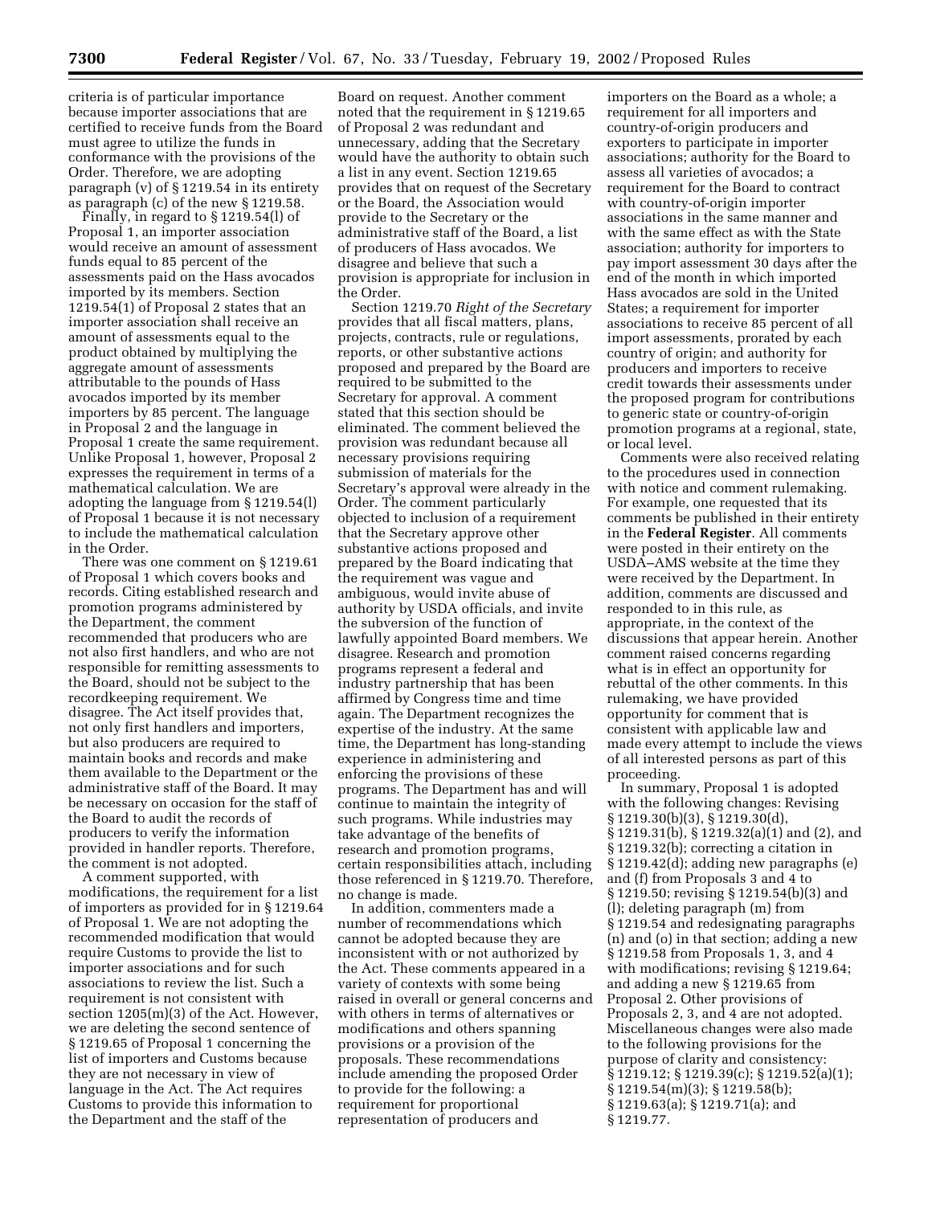criteria is of particular importance because importer associations that are certified to receive funds from the Board must agree to utilize the funds in conformance with the provisions of the Order. Therefore, we are adopting paragraph (v) of § 1219.54 in its entirety as paragraph (c) of the new § 1219.58.

Finally, in regard to § 1219.54(l) of Proposal 1, an importer association would receive an amount of assessment funds equal to 85 percent of the assessments paid on the Hass avocados imported by its members. Section 1219.54(1) of Proposal 2 states that an importer association shall receive an amount of assessments equal to the product obtained by multiplying the aggregate amount of assessments attributable to the pounds of Hass avocados imported by its member importers by 85 percent. The language in Proposal 2 and the language in Proposal 1 create the same requirement. Unlike Proposal 1, however, Proposal 2 expresses the requirement in terms of a mathematical calculation. We are adopting the language from § 1219.54(l) of Proposal 1 because it is not necessary to include the mathematical calculation in the Order.

There was one comment on § 1219.61 of Proposal 1 which covers books and records. Citing established research and promotion programs administered by the Department, the comment recommended that producers who are not also first handlers, and who are not responsible for remitting assessments to the Board, should not be subject to the recordkeeping requirement. We disagree. The Act itself provides that, not only first handlers and importers, but also producers are required to maintain books and records and make them available to the Department or the administrative staff of the Board. It may be necessary on occasion for the staff of the Board to audit the records of producers to verify the information provided in handler reports. Therefore, the comment is not adopted.

A comment supported, with modifications, the requirement for a list of importers as provided for in § 1219.64 of Proposal 1. We are not adopting the recommended modification that would require Customs to provide the list to importer associations and for such associations to review the list. Such a requirement is not consistent with section 1205(m)(3) of the Act. However, we are deleting the second sentence of § 1219.65 of Proposal 1 concerning the list of importers and Customs because they are not necessary in view of language in the Act. The Act requires Customs to provide this information to the Department and the staff of the Board on request. Another comment noted that the requirement in § 1219.65 of Proposal 2 was redundant and unnecessary, adding that the Secretary would have the authority to obtain such a list in any event. Section 1219.65 provides that on request of the Secretary or the Board, the Association would provide to the Secretary or the administrative staff of the Board, a list of producers of Hass avocados. We disagree and believe that such a provision is appropriate for inclusion in the Order.

Section 1219.70 *Right of the Secretary* provides that all fiscal matters, plans, projects, contracts, rule or regulations, reports, or other substantive actions proposed and prepared by the Board are required to be submitted to the Secretary for approval. A comment stated that this section should be eliminated. The comment believed the provision was redundant because all necessary provisions requiring submission of materials for the Secretary's approval were already in the Order. The comment particularly objected to inclusion of a requirement that the Secretary approve other substantive actions proposed and prepared by the Board indicating that the requirement was vague and ambiguous, would invite abuse of authority by USDA officials, and invite the subversion of the function of lawfully appointed Board members. We disagree. Research and promotion programs represent a federal and industry partnership that has been affirmed by Congress time and time again. The Department recognizes the expertise of the industry. At the same time, the Department has long-standing experience in administering and enforcing the provisions of these programs. The Department has and will continue to maintain the integrity of such programs. While industries may take advantage of the benefits of research and promotion programs, certain responsibilities attach, including those referenced in § 1219.70. Therefore, no change is made.

In addition, commenters made a number of recommendations which cannot be adopted because they are inconsistent with or not authorized by the Act. These comments appeared in a variety of contexts with some being raised in overall or general concerns and with others in terms of alternatives or modifications and others spanning provisions or a provision of the proposals. These recommendations include amending the proposed Order to provide for the following: a requirement for proportional representation of producers and importers on the Board as a whole; a requirement for all importers and country-of-origin producers and exporters to participate in importer associations; authority for the Board to assess all varieties of avocados; a requirement for the Board to contract with country-of-origin importer associations in the same manner and with the same effect as with the State association; authority for importers to pay import assessment 30 days after the end of the month in which imported Hass avocados are sold in the United States; a requirement for importer associations to receive 85 percent of all import assessments, prorated by each country of origin; and authority for producers and importers to receive credit towards their assessments under the proposed program for contributions to generic state or country-of-origin promotion programs at a regional, state, or local level.

Comments were also received relating to the procedures used in connection with notice and comment rulemaking. For example, one requested that its comments be published in their entirety in the **Federal Register**. All comments were posted in their entirety on the USDA–AMS website at the time they were received by the Department. In addition, comments are discussed and responded to in this rule, as appropriate, in the context of the discussions that appear herein. Another comment raised concerns regarding what is in effect an opportunity for rebuttal of the other comments. In this rulemaking, we have provided opportunity for comment that is consistent with applicable law and made every attempt to include the views of all interested persons as part of this proceeding.

In summary, Proposal 1 is adopted with the following changes: Revising § 1219.30(b)(3), § 1219.30(d), § 1219.31(b), § 1219.32(a)(1) and (2), and § 1219.32(b); correcting a citation in § 1219.42(d); adding new paragraphs (e) and (f) from Proposals 3 and 4 to § 1219.50; revising § 1219.54(b)(3) and (l); deleting paragraph (m) from § 1219.54 and redesignating paragraphs (n) and (o) in that section; adding a new § 1219.58 from Proposals 1, 3, and 4 with modifications; revising § 1219.64; and adding a new § 1219.65 from Proposal 2. Other provisions of Proposals 2, 3, and 4 are not adopted. Miscellaneous changes were also made to the following provisions for the purpose of clarity and consistency: § 1219.12; § 1219.39(c); § 1219.52(a)(1); § 1219.54(m)(3); § 1219.58(b); § 1219.63(a); § 1219.71(a); and § 1219.77.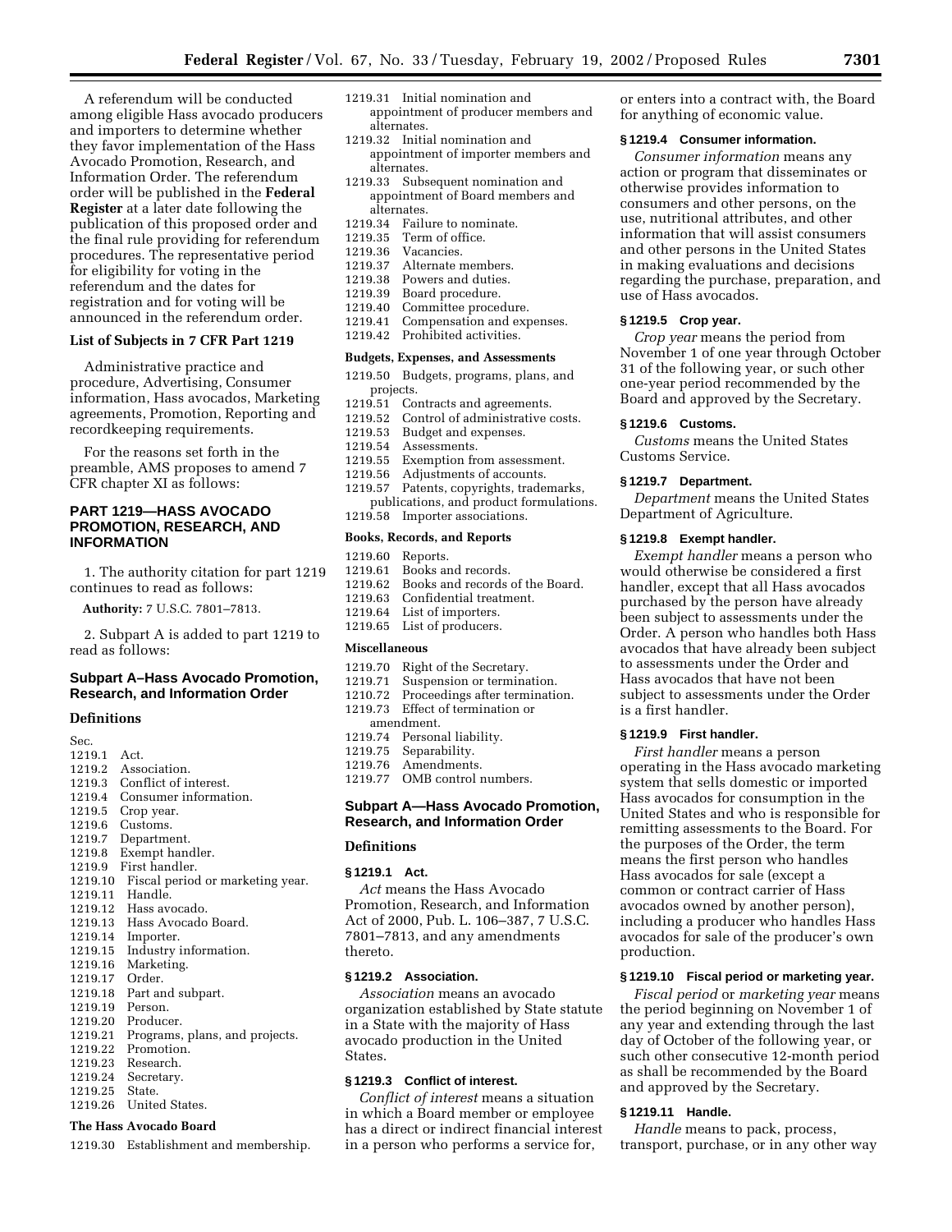A referendum will be conducted among eligible Hass avocado producers and importers to determine whether they favor implementation of the Hass Avocado Promotion, Research, and Information Order. The referendum order will be published in the **Federal Register** at a later date following the publication of this proposed order and the final rule providing for referendum procedures. The representative period for eligibility for voting in the referendum and the dates for registration and for voting will be announced in the referendum order.

### List of Subjects in 7 CFR Part 1219

Administrative practice and procedure, Advertising, Consumer information, Hass avocados, Marketing agreements, Promotion, Reporting and recordkeeping requirements.

For the reasons set forth in the preamble, AMS proposes to amend 7 CFR chapter XI as follows:

## PART 1219—HASS AVOCADO PROMOTION, RESEARCH, AND INFORMATION

1. The authority citation for part 1219 continues to read as follows:

**Authority:** 7 U.S.C. 7801–7813.

2. Subpart A is added to part 1219 to read as follows:

## Subpart A–Hass Avocado Promotion, Research, and Information Order

### Definitions

Sec.
1219.1 Act.
1219.2 Association.
1219.3 Conflict of interest.
1219.4 Consumer information.
1219.5 Crop year.
1219.6 Customs.
1219.7 Department.
1219.8 Exempt handler.
1219.9 First handler.
1219.10 Fiscal period or marketing year.
1219.11 Handle.
1219.12 Hass avocado.
1219.13 Hass Avocado Board.
1219.14 Importer.
1219.15 Industry information.
1219.16 Marketing.
1219.17 Order.
1219.18 Part and subpart.
1219.19 Person.
1219.20 Producer.
1219.21 Programs, plans, and projects.
1219.22 Promotion.
1219.23 Research.
1219.24 Secretary.
1219.25 State.
1219.26 United States.

### The Hass Avocado Board

1219.30 Establishment and membership.
1219.31 Initial nomination and appointment of producer members and alternates.
1219.32 Initial nomination and appointment of importer members and alternates.
1219.33 Subsequent nomination and appointment of Board members and alternates.
1219.34 Failure to nominate.
1219.35 Term of office.
1219.36 Vacancies.
1219.37 Alternate members.
1219.38 Powers and duties.
1219.39 Board procedure.
1219.40 Committee procedure.
1219.41 Compensation and expenses.
1219.42 Prohibited activities.

### Budgets, Expenses, and Assessments

1219.50 Budgets, programs, plans, and projects.
1219.51 Contracts and agreements.
1219.52 Control of administrative costs.
1219.53 Budget and expenses.
1219.54 Assessments.
1219.55 Exemption from assessment.
1219.56 Adjustments of accounts.
1219.57 Patents, copyrights, trademarks, publications, and product formulations.
1219.58 Importer associations.

### Books, Records, and Reports

1219.60 Reports.
1219.61 Books and records.
1219.62 Books and records of the Board.
1219.63 Confidential treatment.
1219.64 List of importers.
1219.65 List of producers.

### Miscellaneous

1219.70 Right of the Secretary.
1219.71 Suspension or termination.
1219.72 Proceedings after termination.
1219.73 Effect of termination or amendment.
1219.74 Personal liability.
1219.75 Separability.
1219.76 Amendments.
1219.77 OMB control numbers.

## Subpart A—Hass Avocado Promotion, Research, and Information Order

### Definitions

#### § 1219.1 Act.

*Act* means the Hass Avocado Promotion, Research, and Information Act of 2000, Pub. L. 106–387, 7 U.S.C. 7801–7813, and any amendments thereto.

#### § 1219.2 Association.

*Association* means an avocado organization established by State statute in a State with the majority of Hass avocado production in the United States.

#### § 1219.3 Conflict of interest.

*Conflict of interest* means a situation in which a Board member or employee has a direct or indirect financial interest in a person who performs a service for, or enters into a contract with, the Board for anything of economic value.

#### § 1219.4 Consumer information.

*Consumer information* means any action or program that disseminates or otherwise provides information to consumers and other persons, on the use, nutritional attributes, and other information that will assist consumers and other persons in the United States in making evaluations and decisions regarding the purchase, preparation, and use of Hass avocados.

#### § 1219.5 Crop year.

*Crop year* means the period from November 1 of one year through October 31 of the following year, or such other one-year period recommended by the Board and approved by the Secretary.

#### § 1219.6 Customs.

*Customs* means the United States Customs Service.

#### § 1219.7 Department.

*Department* means the United States Department of Agriculture.

#### § 1219.8 Exempt handler.

*Exempt handler* means a person who would otherwise be considered a first handler, except that all Hass avocados purchased by the person have already been subject to assessments under the Order. A person who handles both Hass avocados that have already been subject to assessments under the Order and Hass avocados that have not been subject to assessments under the Order is a first handler.

#### § 1219.9 First handler.

*First handler* means a person operating in the Hass avocado marketing system that sells domestic or imported Hass avocados for consumption in the United States and who is responsible for remitting assessments to the Board. For the purposes of the Order, the term means the first person who handles Hass avocados for sale (except a common or contract carrier of Hass avocados owned by another person), including a producer who handles Hass avocados for sale of the producer's own production.

#### § 1219.10 Fiscal period or marketing year.

*Fiscal period* or *marketing year* means the period beginning on November 1 of any year and extending through the last day of October of the following year, or such other consecutive 12-month period as shall be recommended by the Board and approved by the Secretary.

#### § 1219.11 Handle.

*Handle* means to pack, process, transport, purchase, or in any other way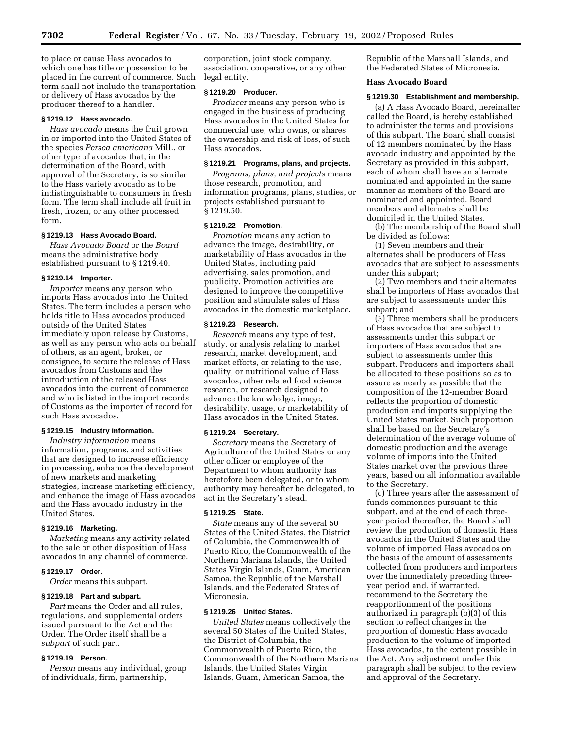to place or cause Hass avocados to which one has title or possession to be placed in the current of commerce. Such term shall not include the transportation or delivery of Hass avocados by the producer thereof to a handler.

### § 1219.12 Hass avocado.

*Hass avocado* means the fruit grown in or imported into the United States of the species *Persea americana* Mill., or other type of avocados that, in the determination of the Board, with approval of the Secretary, is so similar to the Hass variety avocado as to be indistinguishable to consumers in fresh form. The term shall include all fruit in fresh, frozen, or any other processed form.

### § 1219.13 Hass Avocado Board.

*Hass Avocado Board* or the *Board* means the administrative body established pursuant to § 1219.40.

### § 1219.14 Importer.

*Importer* means any person who imports Hass avocados into the United States. The term includes a person who holds title to Hass avocados produced outside of the United States immediately upon release by Customs, as well as any person who acts on behalf of others, as an agent, broker, or consignee, to secure the release of Hass avocados from Customs and the introduction of the released Hass avocados into the current of commerce and who is listed in the import records of Customs as the importer of record for such Hass avocados.

### § 1219.15 Industry information.

*Industry information* means information, programs, and activities that are designed to increase efficiency in processing, enhance the development of new markets and marketing strategies, increase marketing efficiency, and enhance the image of Hass avocados and the Hass avocado industry in the United States.

### § 1219.16 Marketing.

*Marketing* means any activity related to the sale or other disposition of Hass avocados in any channel of commerce.

### § 1219.17 Order.

*Order* means this subpart.

### § 1219.18 Part and subpart.

*Part* means the Order and all rules, regulations, and supplemental orders issued pursuant to the Act and the Order. The Order itself shall be a *subpart* of such part.

### § 1219.19 Person.

*Person* means any individual, group of individuals, firm, partnership, corporation, joint stock company, association, cooperative, or any other legal entity.

### § 1219.20 Producer.

*Producer* means any person who is engaged in the business of producing Hass avocados in the United States for commercial use, who owns, or shares the ownership and risk of loss, of such Hass avocados.

### § 1219.21 Programs, plans, and projects.

*Programs, plans, and projects* means those research, promotion, and information programs, plans, studies, or projects established pursuant to § 1219.50.

### § 1219.22 Promotion.

*Promotion* means any action to advance the image, desirability, or marketability of Hass avocados in the United States, including paid advertising, sales promotion, and publicity. Promotion activities are designed to improve the competitive position and stimulate sales of Hass avocados in the domestic marketplace.

### § 1219.23 Research.

*Research* means any type of test, study, or analysis relating to market research, market development, and market efforts, or relating to the use, quality, or nutritional value of Hass avocados, other related food science research, or research designed to advance the knowledge, image, desirability, usage, or marketability of Hass avocados in the United States.

### § 1219.24 Secretary.

*Secretary* means the Secretary of Agriculture of the United States or any other officer or employee of the Department to whom authority has heretofore been delegated, or to whom authority may hereafter be delegated, to act in the Secretary's stead.

### § 1219.25 State.

*State* means any of the several 50 States of the United States, the District of Columbia, the Commonwealth of Puerto Rico, the Commonwealth of the Northern Mariana Islands, the United States Virgin Islands, Guam, American Samoa, the Republic of the Marshall Islands, and the Federated States of Micronesia.

### § 1219.26 United States.

*United States* means collectively the several 50 States of the United States, the District of Columbia, the Commonwealth of Puerto Rico, the Commonwealth of the Northern Mariana Islands, the United States Virgin Islands, Guam, American Samoa, the Republic of the Marshall Islands, and the Federated States of Micronesia.

## Hass Avocado Board

### § 1219.30 Establishment and membership.

(a) A Hass Avocado Board, hereinafter called the Board, is hereby established to administer the terms and provisions of this subpart. The Board shall consist of 12 members nominated by the Hass avocado industry and appointed by the Secretary as provided in this subpart, each of whom shall have an alternate nominated and appointed in the same manner as members of the Board are nominated and appointed. Board members and alternates shall be domiciled in the United States.

(b) The membership of the Board shall be divided as follows:

(1) Seven members and their alternates shall be producers of Hass avocados that are subject to assessments under this subpart;

(2) Two members and their alternates shall be importers of Hass avocados that are subject to assessments under this subpart; and

(3) Three members shall be producers of Hass avocados that are subject to assessments under this subpart or importers of Hass avocados that are subject to assessments under this subpart. Producers and importers shall be allocated to these positions so as to assure as nearly as possible that the composition of the 12-member Board reflects the proportion of domestic production and imports supplying the United States market. Such proportion shall be based on the Secretary's determination of the average volume of domestic production and the average volume of imports into the United States market over the previous three years, based on all information available to the Secretary.

(c) Three years after the assessment of funds commences pursuant to this subpart, and at the end of each three-year period thereafter, the Board shall review the production of domestic Hass avocados in the United States and the volume of imported Hass avocados on the basis of the amount of assessments collected from producers and importers over the immediately preceding three-year period and, if warranted, recommend to the Secretary the reapportionment of the positions authorized in paragraph (b)(3) of this section to reflect changes in the proportion of domestic Hass avocado production to the volume of imported Hass avocados, to the extent possible in the Act. Any adjustment under this paragraph shall be subject to the review and approval of the Secretary.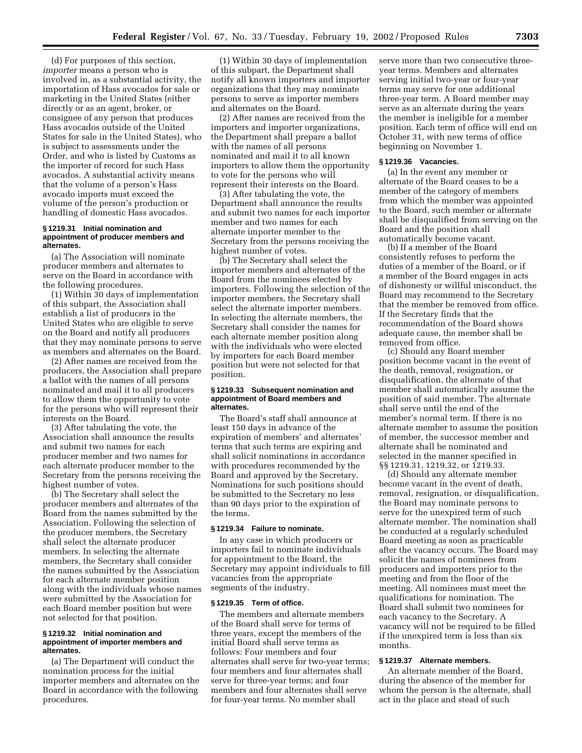(d) For purposes of this section, *importer* means a person who is involved in, as a substantial activity, the importation of Hass avocados for sale or marketing in the United States (either directly or as an agent, broker, or consignee of any person that produces Hass avocados outside of the United States for sale in the United States), who is subject to assessments under the Order, and who is listed by Customs as the importer of record for such Hass avocados. A substantial activity means that the volume of a person's Hass avocado imports must exceed the volume of the person's production or handling of domestic Hass avocados.

### § 1219.31 Initial nomination and appointment of producer members and alternates.

(a) The Association will nominate producer members and alternates to serve on the Board in accordance with the following procedures.

(1) Within 30 days of implementation of this subpart, the Association shall establish a list of producers in the United States who are eligible to serve on the Board and notify all producers that they may nominate persons to serve as members and alternates on the Board.

(2) After names are received from the producers, the Association shall prepare a ballot with the names of all persons nominated and mail it to all producers to allow them the opportunity to vote for the persons who will represent their interests on the Board.

(3) After tabulating the vote, the Association shall announce the results and submit two names for each producer member and two names for each alternate producer member to the Secretary from the persons receiving the highest number of votes.

(b) The Secretary shall select the producer members and alternates of the Board from the names submitted by the Association. Following the selection of the producer members, the Secretary shall select the alternate producer members. In selecting the alternate members, the Secretary shall consider the names submitted by the Association for each alternate member position along with the individuals whose names were submitted by the Association for each Board member position but were not selected for that position.

### § 1219.32 Initial nomination and appointment of importer members and alternates.

(a) The Department will conduct the nomination process for the initial importer members and alternates on the Board in accordance with the following procedures.

(1) Within 30 days of implementation of this subpart, the Department shall notify all known importers and importer organizations that they may nominate persons to serve as importer members and alternates on the Board.

(2) After names are received from the importers and importer organizations, the Department shall prepare a ballot with the names of all persons nominated and mail it to all known importers to allow them the opportunity to vote for the persons who will represent their interests on the Board.

(3) After tabulating the vote, the Department shall announce the results and submit two names for each importer member and two names for each alternate importer member to the Secretary from the persons receiving the highest number of votes.

(b) The Secretary shall select the importer members and alternates of the Board from the nominees elected by importers. Following the selection of the importer members, the Secretary shall select the alternate importer members. In selecting the alternate members, the Secretary shall consider the names for each alternate member position along with the individuals who were elected by importers for each Board member position but were not selected for that position.

### § 1219.33 Subsequent nomination and appointment of Board members and alternates.

The Board's staff shall announce at least 150 days in advance of the expiration of members' and alternates' terms that such terms are expiring and shall solicit nominations in accordance with procedures recommended by the Board and approved by the Secretary. Nominations for such positions should be submitted to the Secretary no less than 90 days prior to the expiration of the terms.

### § 1219.34 Failure to nominate.

In any case in which producers or importers fail to nominate individuals for appointment to the Board, the Secretary may appoint individuals to fill vacancies from the appropriate segments of the industry.

### § 1219.35 Term of office.

The members and alternate members of the Board shall serve for terms of three years, except the members of the initial Board shall serve terms as follows: Four members and four alternates shall serve for two-year terms; four members and four alternates shall serve for three-year terms; and four members and four alternates shall serve for four-year terms. No member shall serve more than two consecutive three-year terms. Members and alternates serving initial two-year or four-year terms may serve for one additional three-year term. A Board member may serve as an alternate during the years the member is ineligible for a member position. Each term of office will end on October 31, with new terms of office beginning on November 1.

### § 1219.36 Vacancies.

(a) In the event any member or alternate of the Board ceases to be a member of the category of members from which the member was appointed to the Board, such member or alternate shall be disqualified from serving on the Board and the position shall automatically become vacant.

(b) If a member of the Board consistently refuses to perform the duties of a member of the Board, or if a member of the Board engages in acts of dishonesty or willful misconduct, the Board may recommend to the Secretary that the member be removed from office. If the Secretary finds that the recommendation of the Board shows adequate cause, the member shall be removed from office.

(c) Should any Board member position become vacant in the event of the death, removal, resignation, or disqualification, the alternate of that member shall automatically assume the position of said member. The alternate shall serve until the end of the member's normal term. If there is no alternate member to assume the position of member, the successor member and alternate shall be nominated and selected in the manner specified in §§ 1219.31, 1219.32, or 1219.33.

(d) Should any alternate member become vacant in the event of death, removal, resignation, or disqualification, the Board may nominate persons to serve for the unexpired term of such alternate member. The nomination shall be conducted at a regularly scheduled Board meeting as soon as practicable after the vacancy occurs. The Board may solicit the names of nominees from producers and importers prior to the meeting and from the floor of the meeting. All nominees must meet the qualifications for nomination. The Board shall submit two nominees for each vacancy to the Secretary. A vacancy will not be required to be filled if the unexpired term is less than six months.

### § 1219.37 Alternate members.

An alternate member of the Board, during the absence of the member for whom the person is the alternate, shall act in the place and stead of such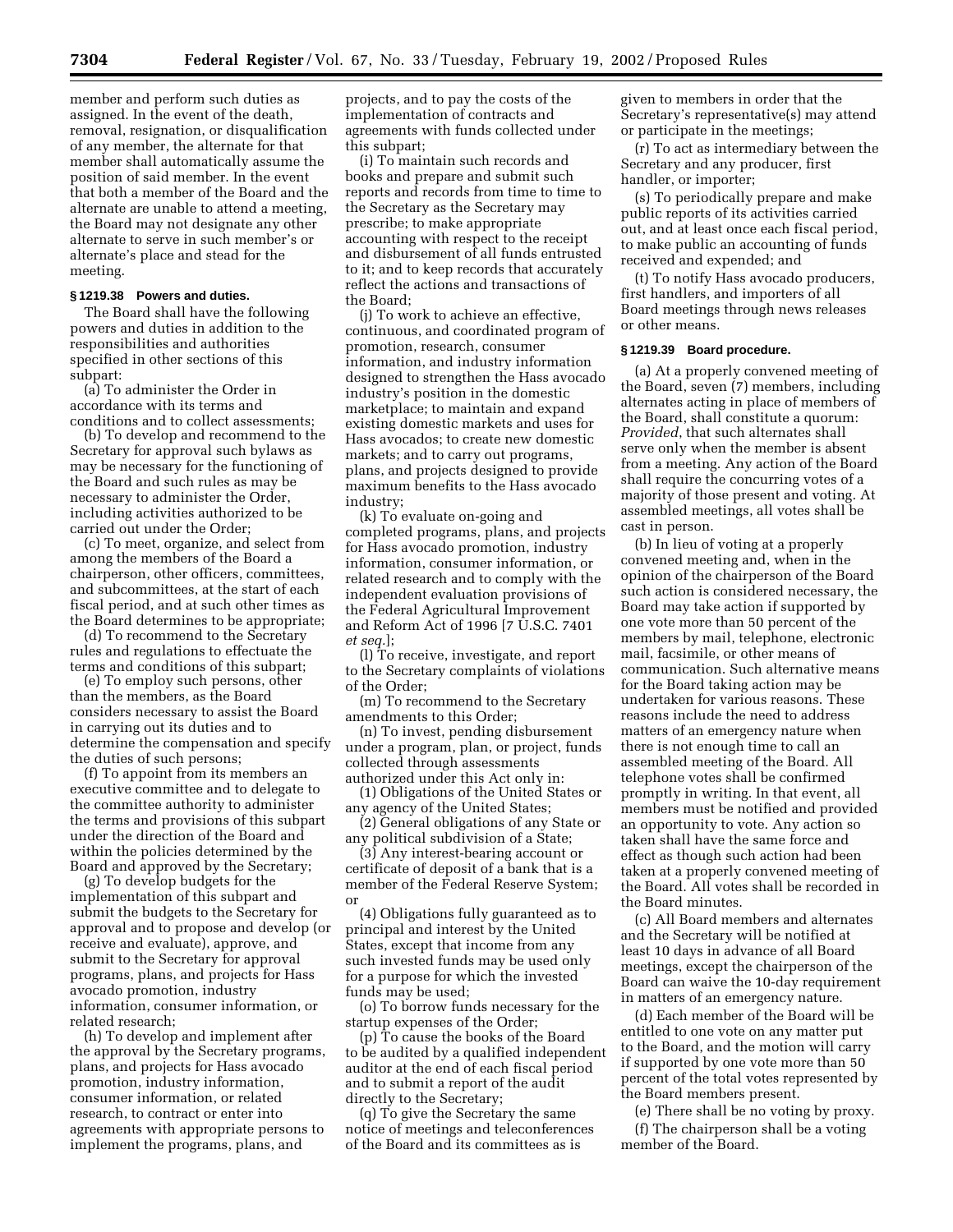member and perform such duties as assigned. In the event of the death, removal, resignation, or disqualification of any member, the alternate for that member shall automatically assume the position of said member. In the event that both a member of the Board and the alternate are unable to attend a meeting, the Board may not designate any other alternate to serve in such member's or alternate's place and stead for the meeting.

### § 1219.38 Powers and duties.

The Board shall have the following powers and duties in addition to the responsibilities and authorities specified in other sections of this subpart:

(a) To administer the Order in accordance with its terms and conditions and to collect assessments;

(b) To develop and recommend to the Secretary for approval such bylaws as may be necessary for the functioning of the Board and such rules as may be necessary to administer the Order, including activities authorized to be carried out under the Order;

(c) To meet, organize, and select from among the members of the Board a chairperson, other officers, committees, and subcommittees, at the start of each fiscal period, and at such other times as the Board determines to be appropriate;

(d) To recommend to the Secretary rules and regulations to effectuate the terms and conditions of this subpart;

(e) To employ such persons, other than the members, as the Board considers necessary to assist the Board in carrying out its duties and to determine the compensation and specify the duties of such persons;

(f) To appoint from its members an executive committee and to delegate to the committee authority to administer the terms and provisions of this subpart under the direction of the Board and within the policies determined by the Board and approved by the Secretary;

(g) To develop budgets for the implementation of this subpart and submit the budgets to the Secretary for approval and to propose and develop (or receive and evaluate), approve, and submit to the Secretary for approval programs, plans, and projects for Hass avocado promotion, industry information, consumer information, or related research;

(h) To develop and implement after the approval by the Secretary programs, plans, and projects for Hass avocado promotion, industry information, consumer information, or related research, to contract or enter into agreements with appropriate persons to implement the programs, plans, and projects, and to pay the costs of the implementation of contracts and agreements with funds collected under this subpart;

(i) To maintain such records and books and prepare and submit such reports and records from time to time to the Secretary as the Secretary may prescribe; to make appropriate accounting with respect to the receipt and disbursement of all funds entrusted to it; and to keep records that accurately reflect the actions and transactions of the Board;

(j) To work to achieve an effective, continuous, and coordinated program of promotion, research, consumer information, and industry information designed to strengthen the Hass avocado industry's position in the domestic marketplace; to maintain and expand existing domestic markets and uses for Hass avocados; to create new domestic markets; and to carry out programs, plans, and projects designed to provide maximum benefits to the Hass avocado industry;

(k) To evaluate on-going and completed programs, plans, and projects for Hass avocado promotion, industry information, consumer information, or related research and to comply with the independent evaluation provisions of the Federal Agricultural Improvement and Reform Act of 1996 [7 U.S.C. 7401 *et seq.*];

(l) To receive, investigate, and report to the Secretary complaints of violations of the Order;

(m) To recommend to the Secretary amendments to this Order;

(n) To invest, pending disbursement under a program, plan, or project, funds collected through assessments authorized under this Act only in:

(1) Obligations of the United States or any agency of the United States;

(2) General obligations of any State or any political subdivision of a State;

(3) Any interest-bearing account or certificate of deposit of a bank that is a member of the Federal Reserve System; or

(4) Obligations fully guaranteed as to principal and interest by the United States, except that income from any such invested funds may be used only for a purpose for which the invested funds may be used;

(o) To borrow funds necessary for the startup expenses of the Order;

(p) To cause the books of the Board to be audited by a qualified independent auditor at the end of each fiscal period and to submit a report of the audit directly to the Secretary;

(q) To give the Secretary the same notice of meetings and teleconferences of the Board and its committees as is given to members in order that the Secretary's representative(s) may attend or participate in the meetings;

(r) To act as intermediary between the Secretary and any producer, first handler, or importer;

(s) To periodically prepare and make public reports of its activities carried out, and at least once each fiscal period, to make public an accounting of funds received and expended; and

(t) To notify Hass avocado producers, first handlers, and importers of all Board meetings through news releases or other means.

### § 1219.39 Board procedure.

(a) At a properly convened meeting of the Board, seven (7) members, including alternates acting in place of members of the Board, shall constitute a quorum: *Provided,* that such alternates shall serve only when the member is absent from a meeting. Any action of the Board shall require the concurring votes of a majority of those present and voting. At assembled meetings, all votes shall be cast in person.

(b) In lieu of voting at a properly convened meeting and, when in the opinion of the chairperson of the Board such action is considered necessary, the Board may take action if supported by one vote more than 50 percent of the members by mail, telephone, electronic mail, facsimile, or other means of communication. Such alternative means for the Board taking action may be undertaken for various reasons. These reasons include the need to address matters of an emergency nature when there is not enough time to call an assembled meeting of the Board. All telephone votes shall be confirmed promptly in writing. In that event, all members must be notified and provided an opportunity to vote. Any action so taken shall have the same force and effect as though such action had been taken at a properly convened meeting of the Board. All votes shall be recorded in the Board minutes.

(c) All Board members and alternates and the Secretary will be notified at least 10 days in advance of all Board meetings, except the chairperson of the Board can waive the 10-day requirement in matters of an emergency nature.

(d) Each member of the Board will be entitled to one vote on any matter put to the Board, and the motion will carry if supported by one vote more than 50 percent of the total votes represented by the Board members present.

(e) There shall be no voting by proxy.

(f) The chairperson shall be a voting member of the Board.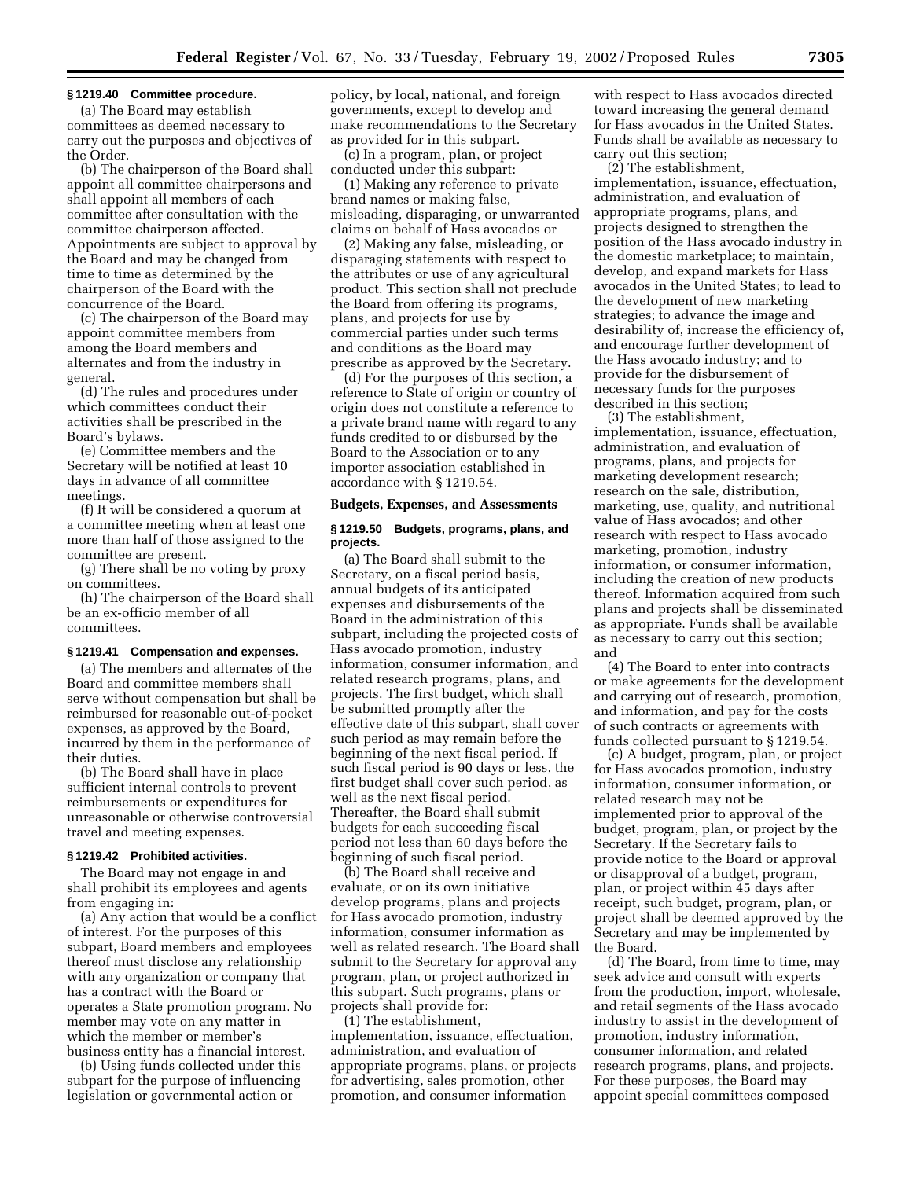### § 1219.40 Committee procedure.

(a) The Board may establish committees as deemed necessary to carry out the purposes and objectives of the Order.

(b) The chairperson of the Board shall appoint all committee chairpersons and shall appoint all members of each committee after consultation with the committee chairperson affected. Appointments are subject to approval by the Board and may be changed from time to time as determined by the chairperson of the Board with the concurrence of the Board.

(c) The chairperson of the Board may appoint committee members from among the Board members and alternates and from the industry in general.

(d) The rules and procedures under which committees conduct their activities shall be prescribed in the Board's bylaws.

(e) Committee members and the Secretary will be notified at least 10 days in advance of all committee meetings.

(f) It will be considered a quorum at a committee meeting when at least one more than half of those assigned to the committee are present.

(g) There shall be no voting by proxy on committees.

(h) The chairperson of the Board shall be an ex-officio member of all committees.

### § 1219.41 Compensation and expenses.

(a) The members and alternates of the Board and committee members shall serve without compensation but shall be reimbursed for reasonable out-of-pocket expenses, as approved by the Board, incurred by them in the performance of their duties.

(b) The Board shall have in place sufficient internal controls to prevent reimbursements or expenditures for unreasonable or otherwise controversial travel and meeting expenses.

### § 1219.42 Prohibited activities.

The Board may not engage in and shall prohibit its employees and agents from engaging in:

(a) Any action that would be a conflict of interest. For the purposes of this subpart, Board members and employees thereof must disclose any relationship with any organization or company that has a contract with the Board or operates a State promotion program. No member may vote on any matter in which the member or member's business entity has a financial interest.

(b) Using funds collected under this subpart for the purpose of influencing legislation or governmental action or policy, by local, national, and foreign governments, except to develop and make recommendations to the Secretary as provided for in this subpart.

(c) In a program, plan, or project conducted under this subpart:

(1) Making any reference to private brand names or making false, misleading, disparaging, or unwarranted claims on behalf of Hass avocados or

(2) Making any false, misleading, or disparaging statements with respect to the attributes or use of any agricultural product. This section shall not preclude the Board from offering its programs, plans, and projects for use by commercial parties under such terms and conditions as the Board may prescribe as approved by the Secretary.

(d) For the purposes of this section, a reference to State of origin or country of origin does not constitute a reference to a private brand name with regard to any funds credited to or disbursed by the Board to the Association or to any importer association established in accordance with § 1219.54.

## Budgets, Expenses, and Assessments

### § 1219.50 Budgets, programs, plans, and projects.

(a) The Board shall submit to the Secretary, on a fiscal period basis, annual budgets of its anticipated expenses and disbursements of the Board in the administration of this subpart, including the projected costs of Hass avocado promotion, industry information, consumer information, and related research programs, plans, and projects. The first budget, which shall be submitted promptly after the effective date of this subpart, shall cover such period as may remain before the beginning of the next fiscal period. If such fiscal period is 90 days or less, the first budget shall cover such period, as well as the next fiscal period. Thereafter, the Board shall submit budgets for each succeeding fiscal period not less than 60 days before the beginning of such fiscal period.

(b) The Board shall receive and evaluate, or on its own initiative develop programs, plans and projects for Hass avocado promotion, industry information, consumer information as well as related research. The Board shall submit to the Secretary for approval any program, plan, or project authorized in this subpart. Such programs, plans or projects shall provide for:

(1) The establishment, implementation, issuance, effectuation, administration, and evaluation of appropriate programs, plans, or projects for advertising, sales promotion, other promotion, and consumer information with respect to Hass avocados directed toward increasing the general demand for Hass avocados in the United States. Funds shall be available as necessary to carry out this section;

(2) The establishment, implementation, issuance, effectuation, administration, and evaluation of appropriate programs, plans, and projects designed to strengthen the position of the Hass avocado industry in the domestic marketplace; to maintain, develop, and expand markets for Hass avocados in the United States; to lead to the development of new marketing strategies; to advance the image and desirability of, increase the efficiency of, and encourage further development of the Hass avocado industry; and to provide for the disbursement of necessary funds for the purposes described in this section;

(3) The establishment, implementation, issuance, effectuation, administration, and evaluation of programs, plans, and projects for marketing development research; research on the sale, distribution, marketing, use, quality, and nutritional value of Hass avocados; and other research with respect to Hass avocado marketing, promotion, industry information, or consumer information, including the creation of new products thereof. Information acquired from such plans and projects shall be disseminated as appropriate. Funds shall be available as necessary to carry out this section; and

(4) The Board to enter into contracts or make agreements for the development and carrying out of research, promotion, and information, and pay for the costs of such contracts or agreements with funds collected pursuant to § 1219.54.

(c) A budget, program, plan, or project for Hass avocados promotion, industry information, consumer information, or related research may not be implemented prior to approval of the budget, program, plan, or project by the Secretary. If the Secretary fails to provide notice to the Board or approval or disapproval of a budget, program, plan, or project within 45 days after receipt, such budget, program, plan, or project shall be deemed approved by the Secretary and may be implemented by the Board.

(d) The Board, from time to time, may seek advice and consult with experts from the production, import, wholesale, and retail segments of the Hass avocado industry to assist in the development of promotion, industry information, consumer information, and related research programs, plans, and projects. For these purposes, the Board may appoint special committees composed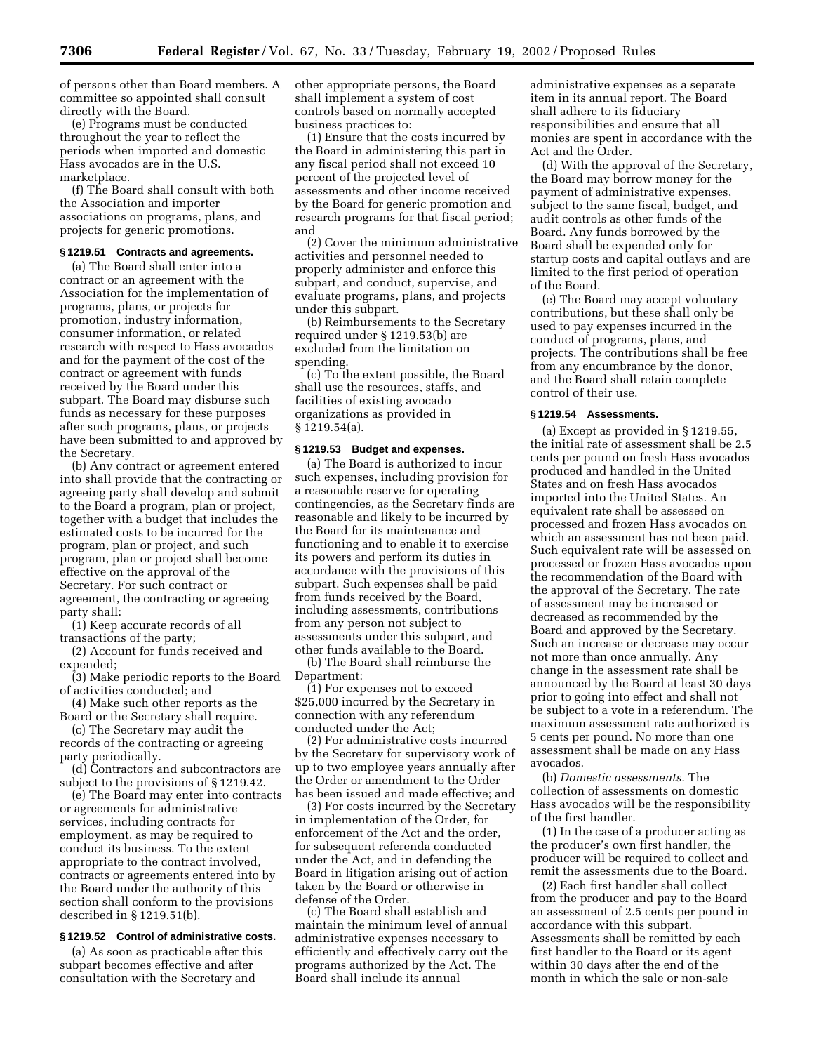of persons other than Board members. A committee so appointed shall consult directly with the Board.

(e) Programs must be conducted throughout the year to reflect the periods when imported and domestic Hass avocados are in the U.S. marketplace.

(f) The Board shall consult with both the Association and importer associations on programs, plans, and projects for generic promotions.

### § 1219.51 Contracts and agreements.

(a) The Board shall enter into a contract or an agreement with the Association for the implementation of programs, plans, or projects for promotion, industry information, consumer information, or related research with respect to Hass avocados and for the payment of the cost of the contract or agreement with funds received by the Board under this subpart. The Board may disburse such funds as necessary for these purposes after such programs, plans, or projects have been submitted to and approved by the Secretary.

(b) Any contract or agreement entered into shall provide that the contracting or agreeing party shall develop and submit to the Board a program, plan or project, together with a budget that includes the estimated costs to be incurred for the program, plan or project, and such program, plan or project shall become effective on the approval of the Secretary. For such contract or agreement, the contracting or agreeing party shall:

(1) Keep accurate records of all transactions of the party;

(2) Account for funds received and expended;

(3) Make periodic reports to the Board of activities conducted; and

(4) Make such other reports as the Board or the Secretary shall require.

(c) The Secretary may audit the records of the contracting or agreeing party periodically.

(d) Contractors and subcontractors are subject to the provisions of § 1219.42.

(e) The Board may enter into contracts or agreements for administrative services, including contracts for employment, as may be required to conduct its business. To the extent appropriate to the contract involved, contracts or agreements entered into by the Board under the authority of this section shall conform to the provisions described in § 1219.51(b).

### § 1219.52 Control of administrative costs.

(a) As soon as practicable after this subpart becomes effective and after consultation with the Secretary and other appropriate persons, the Board shall implement a system of cost controls based on normally accepted business practices to:

(1) Ensure that the costs incurred by the Board in administering this part in any fiscal period shall not exceed 10 percent of the projected level of assessments and other income received by the Board for generic promotion and research programs for that fiscal period; and

(2) Cover the minimum administrative activities and personnel needed to properly administer and enforce this subpart, and conduct, supervise, and evaluate programs, plans, and projects under this subpart.

(b) Reimbursements to the Secretary required under § 1219.53(b) are excluded from the limitation on spending.

(c) To the extent possible, the Board shall use the resources, staffs, and facilities of existing avocado organizations as provided in § 1219.54(a).

### § 1219.53 Budget and expenses.

(a) The Board is authorized to incur such expenses, including provision for a reasonable reserve for operating contingencies, as the Secretary finds are reasonable and likely to be incurred by the Board for its maintenance and functioning and to enable it to exercise its powers and perform its duties in accordance with the provisions of this subpart. Such expenses shall be paid from funds received by the Board, including assessments, contributions from any person not subject to assessments under this subpart, and other funds available to the Board.

(b) The Board shall reimburse the Department:

(1) For expenses not to exceed $25,000 incurred by the Secretary in connection with any referendum conducted under the Act;

(2) For administrative costs incurred by the Secretary for supervisory work of up to two employee years annually after the Order or amendment to the Order has been issued and made effective; and

(3) For costs incurred by the Secretary in implementation of the Order, for enforcement of the Act and the order, for subsequent referenda conducted under the Act, and in defending the Board in litigation arising out of action taken by the Board or otherwise in defense of the Order.

(c) The Board shall establish and maintain the minimum level of annual administrative expenses necessary to efficiently and effectively carry out the programs authorized by the Act. The Board shall include its annual administrative expenses as a separate item in its annual report. The Board shall adhere to its fiduciary responsibilities and ensure that all monies are spent in accordance with the Act and the Order.

(d) With the approval of the Secretary, the Board may borrow money for the payment of administrative expenses, subject to the same fiscal, budget, and audit controls as other funds of the Board. Any funds borrowed by the Board shall be expended only for startup costs and capital outlays and are limited to the first period of operation of the Board.

(e) The Board may accept voluntary contributions, but these shall only be used to pay expenses incurred in the conduct of programs, plans, and projects. The contributions shall be free from any encumbrance by the donor, and the Board shall retain complete control of their use.

### § 1219.54 Assessments.

(a) Except as provided in § 1219.55, the initial rate of assessment shall be 2.5 cents per pound on fresh Hass avocados produced and handled in the United States and on fresh Hass avocados imported into the United States. An equivalent rate shall be assessed on processed and frozen Hass avocados on which an assessment has not been paid. Such equivalent rate will be assessed on processed or frozen Hass avocados upon the recommendation of the Board with the approval of the Secretary. The rate of assessment may be increased or decreased as recommended by the Board and approved by the Secretary. Such an increase or decrease may occur not more than once annually. Any change in the assessment rate shall be announced by the Board at least 30 days prior to going into effect and shall not be subject to a vote in a referendum. The maximum assessment rate authorized is 5 cents per pound. No more than one assessment shall be made on any Hass avocados.

(b) *Domestic assessments.* The collection of assessments on domestic Hass avocados will be the responsibility of the first handler.

(1) In the case of a producer acting as the producer's own first handler, the producer will be required to collect and remit the assessments due to the Board.

(2) Each first handler shall collect from the producer and pay to the Board an assessment of 2.5 cents per pound in accordance with this subpart. Assessments shall be remitted by each first handler to the Board or its agent within 30 days after the end of the month in which the sale or non-sale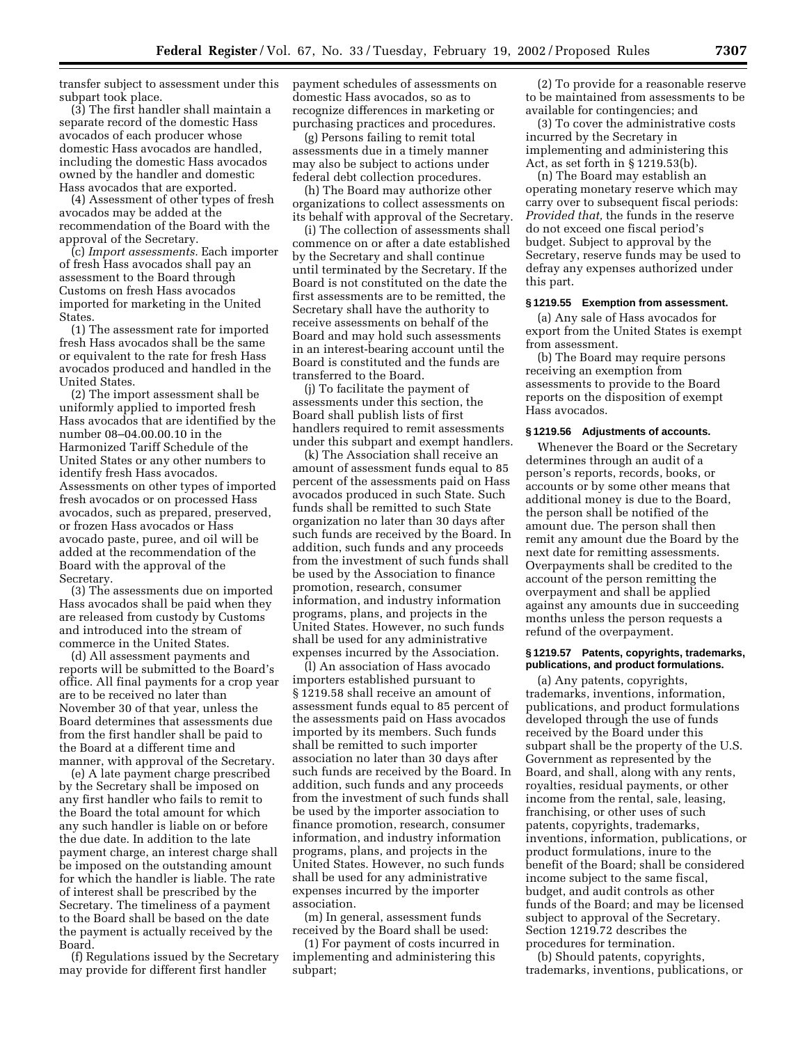transfer subject to assessment under this subpart took place.

(3) The first handler shall maintain a separate record of the domestic Hass avocados of each producer whose domestic Hass avocados are handled, including the domestic Hass avocados owned by the handler and domestic Hass avocados that are exported.

(4) Assessment of other types of fresh avocados may be added at the recommendation of the Board with the approval of the Secretary.

(c) *Import assessments.* Each importer of fresh Hass avocados shall pay an assessment to the Board through Customs on fresh Hass avocados imported for marketing in the United States.

(1) The assessment rate for imported fresh Hass avocados shall be the same or equivalent to the rate for fresh Hass avocados produced and handled in the United States.

(2) The import assessment shall be uniformly applied to imported fresh Hass avocados that are identified by the number 08–04.00.00.10 in the Harmonized Tariff Schedule of the United States or any other numbers to identify fresh Hass avocados. Assessments on other types of imported fresh avocados or on processed Hass avocados, such as prepared, preserved, or frozen Hass avocados or Hass avocado paste, puree, and oil will be added at the recommendation of the Board with the approval of the Secretary.

(3) The assessments due on imported Hass avocados shall be paid when they are released from custody by Customs and introduced into the stream of commerce in the United States.

(d) All assessment payments and reports will be submitted to the Board's office. All final payments for a crop year are to be received no later than November 30 of that year, unless the Board determines that assessments due from the first handler shall be paid to the Board at a different time and manner, with approval of the Secretary.

(e) A late payment charge prescribed by the Secretary shall be imposed on any first handler who fails to remit to the Board the total amount for which any such handler is liable on or before the due date. In addition to the late payment charge, an interest charge shall be imposed on the outstanding amount for which the handler is liable. The rate of interest shall be prescribed by the Secretary. The timeliness of a payment to the Board shall be based on the date the payment is actually received by the Board.

(f) Regulations issued by the Secretary may provide for different first handler payment schedules of assessments on domestic Hass avocados, so as to recognize differences in marketing or purchasing practices and procedures.

(g) Persons failing to remit total assessments due in a timely manner may also be subject to actions under federal debt collection procedures.

(h) The Board may authorize other organizations to collect assessments on its behalf with approval of the Secretary.

(i) The collection of assessments shall commence on or after a date established by the Secretary and shall continue until terminated by the Secretary. If the Board is not constituted on the date the first assessments are to be remitted, the Secretary shall have the authority to receive assessments on behalf of the Board and may hold such assessments in an interest-bearing account until the Board is constituted and the funds are transferred to the Board.

(j) To facilitate the payment of assessments under this section, the Board shall publish lists of first handlers required to remit assessments under this subpart and exempt handlers.

(k) The Association shall receive an amount of assessment funds equal to 85 percent of the assessments paid on Hass avocados produced in such State. Such funds shall be remitted to such State organization no later than 30 days after such funds are received by the Board. In addition, such funds and any proceeds from the investment of such funds shall be used by the Association to finance promotion, research, consumer information, and industry information programs, plans, and projects in the United States. However, no such funds shall be used for any administrative expenses incurred by the Association.

(l) An association of Hass avocado importers established pursuant to § 1219.58 shall receive an amount of assessment funds equal to 85 percent of the assessments paid on Hass avocados imported by its members. Such funds shall be remitted to such importer association no later than 30 days after such funds are received by the Board. In addition, such funds and any proceeds from the investment of such funds shall be used by the importer association to finance promotion, research, consumer information, and industry information programs, plans, and projects in the United States. However, no such funds shall be used for any administrative expenses incurred by the importer association.

(m) In general, assessment funds received by the Board shall be used:

(1) For payment of costs incurred in implementing and administering this subpart;

(2) To provide for a reasonable reserve to be maintained from assessments to be available for contingencies; and

(3) To cover the administrative costs incurred by the Secretary in implementing and administering this Act, as set forth in § 1219.53(b).

(n) The Board may establish an operating monetary reserve which may carry over to subsequent fiscal periods: *Provided that,* the funds in the reserve do not exceed one fiscal period's budget. Subject to approval by the Secretary, reserve funds may be used to defray any expenses authorized under this part.

### § 1219.55 Exemption from assessment.

(a) Any sale of Hass avocados for export from the United States is exempt from assessment.

(b) The Board may require persons receiving an exemption from assessments to provide to the Board reports on the disposition of exempt Hass avocados.

### § 1219.56 Adjustments of accounts.

Whenever the Board or the Secretary determines through an audit of a person's reports, records, books, or accounts or by some other means that additional money is due to the Board, the person shall be notified of the amount due. The person shall then remit any amount due the Board by the next date for remitting assessments. Overpayments shall be credited to the account of the person remitting the overpayment and shall be applied against any amounts due in succeeding months unless the person requests a refund of the overpayment.

### § 1219.57 Patents, copyrights, trademarks, publications, and product formulations.

(a) Any patents, copyrights, trademarks, inventions, information, publications, and product formulations developed through the use of funds received by the Board under this subpart shall be the property of the U.S. Government as represented by the Board, and shall, along with any rents, royalties, residual payments, or other income from the rental, sale, leasing, franchising, or other uses of such patents, copyrights, trademarks, inventions, information, publications, or product formulations, inure to the benefit of the Board; shall be considered income subject to the same fiscal, budget, and audit controls as other funds of the Board; and may be licensed subject to approval of the Secretary. Section 1219.72 describes the procedures for termination.

(b) Should patents, copyrights, trademarks, inventions, publications, or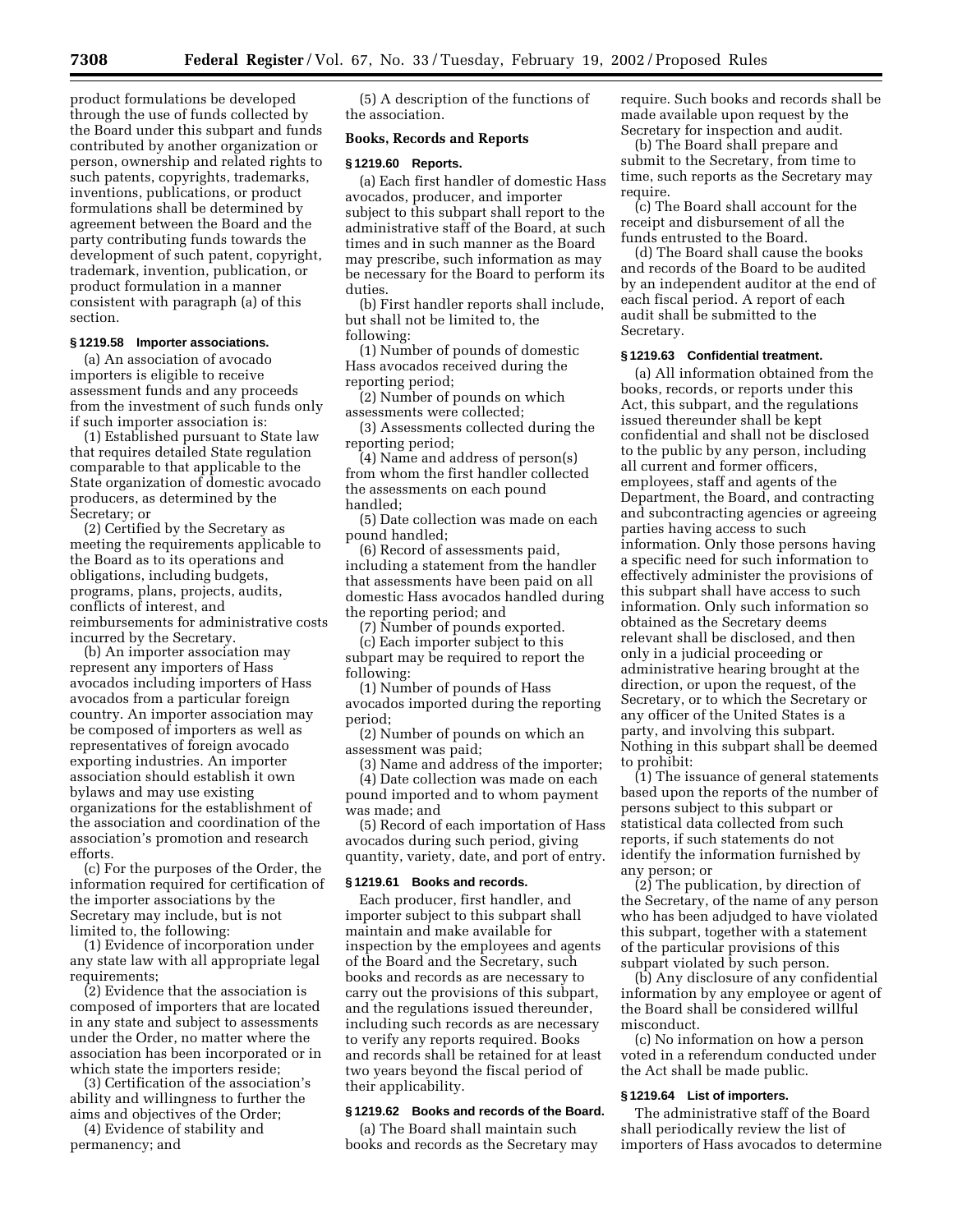product formulations be developed through the use of funds collected by the Board under this subpart and funds contributed by another organization or person, ownership and related rights to such patents, copyrights, trademarks, inventions, publications, or product formulations shall be determined by agreement between the Board and the party contributing funds towards the development of such patent, copyright, trademark, invention, publication, or product formulation in a manner consistent with paragraph (a) of this section.

**§ 1219.58 Importer associations.**

(a) An association of avocado importers is eligible to receive assessment funds and any proceeds from the investment of such funds only if such importer association is:

(1) Established pursuant to State law that requires detailed State regulation comparable to that applicable to the State organization of domestic avocado producers, as determined by the Secretary; or

(2) Certified by the Secretary as meeting the requirements applicable to the Board as to its operations and obligations, including budgets, programs, plans, projects, audits, conflicts of interest, and reimbursements for administrative costs incurred by the Secretary.

(b) An importer association may represent any importers of Hass avocados including importers of Hass avocados from a particular foreign country. An importer association may be composed of importers as well as representatives of foreign avocado exporting industries. An importer association should establish it own bylaws and may use existing organizations for the establishment of the association and coordination of the association's promotion and research efforts.

(c) For the purposes of the Order, the information required for certification of the importer associations by the Secretary may include, but is not limited to, the following:

(1) Evidence of incorporation under any state law with all appropriate legal requirements;

(2) Evidence that the association is composed of importers that are located in any state and subject to assessments under the Order, no matter where the association has been incorporated or in which state the importers reside;

(3) Certification of the association's ability and willingness to further the aims and objectives of the Order;

(4) Evidence of stability and permanency; and

(5) A description of the functions of the association.

**Books, Records and Reports**

**§ 1219.60 Reports.**

(a) Each first handler of domestic Hass avocados, producer, and importer subject to this subpart shall report to the administrative staff of the Board, at such times and in such manner as the Board may prescribe, such information as may be necessary for the Board to perform its duties.

(b) First handler reports shall include, but shall not be limited to, the following:

(1) Number of pounds of domestic Hass avocados received during the reporting period;

(2) Number of pounds on which assessments were collected;

(3) Assessments collected during the reporting period;

(4) Name and address of person(s) from whom the first handler collected the assessments on each pound handled;

(5) Date collection was made on each pound handled;

(6) Record of assessments paid, including a statement from the handler that assessments have been paid on all domestic Hass avocados handled during the reporting period; and

(7) Number of pounds exported.

(c) Each importer subject to this subpart may be required to report the following:

(1) Number of pounds of Hass avocados imported during the reporting period;

(2) Number of pounds on which an assessment was paid;

(3) Name and address of the importer;

(4) Date collection was made on each pound imported and to whom payment was made; and

(5) Record of each importation of Hass avocados during such period, giving quantity, variety, date, and port of entry.

**§ 1219.61 Books and records.**

Each producer, first handler, and importer subject to this subpart shall maintain and make available for inspection by the employees and agents of the Board and the Secretary, such books and records as are necessary to carry out the provisions of this subpart, and the regulations issued thereunder, including such records as are necessary to verify any reports required. Books and records shall be retained for at least two years beyond the fiscal period of their applicability.

**§ 1219.62 Books and records of the Board.**

(a) The Board shall maintain such books and records as the Secretary may require. Such books and records shall be made available upon request by the Secretary for inspection and audit.

(b) The Board shall prepare and submit to the Secretary, from time to time, such reports as the Secretary may require.

(c) The Board shall account for the receipt and disbursement of all the funds entrusted to the Board.

(d) The Board shall cause the books and records of the Board to be audited by an independent auditor at the end of each fiscal period. A report of each audit shall be submitted to the Secretary.

**§ 1219.63 Confidential treatment.**

(a) All information obtained from the books, records, or reports under this Act, this subpart, and the regulations issued thereunder shall be kept confidential and shall not be disclosed to the public by any person, including all current and former officers, employees, staff and agents of the Department, the Board, and contracting and subcontracting agencies or agreeing parties having access to such information. Only those persons having a specific need for such information to effectively administer the provisions of this subpart shall have access to such information. Only such information so obtained as the Secretary deems relevant shall be disclosed, and then only in a judicial proceeding or administrative hearing brought at the direction, or upon the request, of the Secretary, or to which the Secretary or any officer of the United States is a party, and involving this subpart. Nothing in this subpart shall be deemed to prohibit:

(1) The issuance of general statements based upon the reports of the number of persons subject to this subpart or statistical data collected from such reports, if such statements do not identify the information furnished by any person; or

(2) The publication, by direction of the Secretary, of the name of any person who has been adjudged to have violated this subpart, together with a statement of the particular provisions of this subpart violated by such person.

(b) Any disclosure of any confidential information by any employee or agent of the Board shall be considered willful misconduct.

(c) No information on how a person voted in a referendum conducted under the Act shall be made public.

**§ 1219.64 List of importers.**

The administrative staff of the Board shall periodically review the list of importers of Hass avocados to determine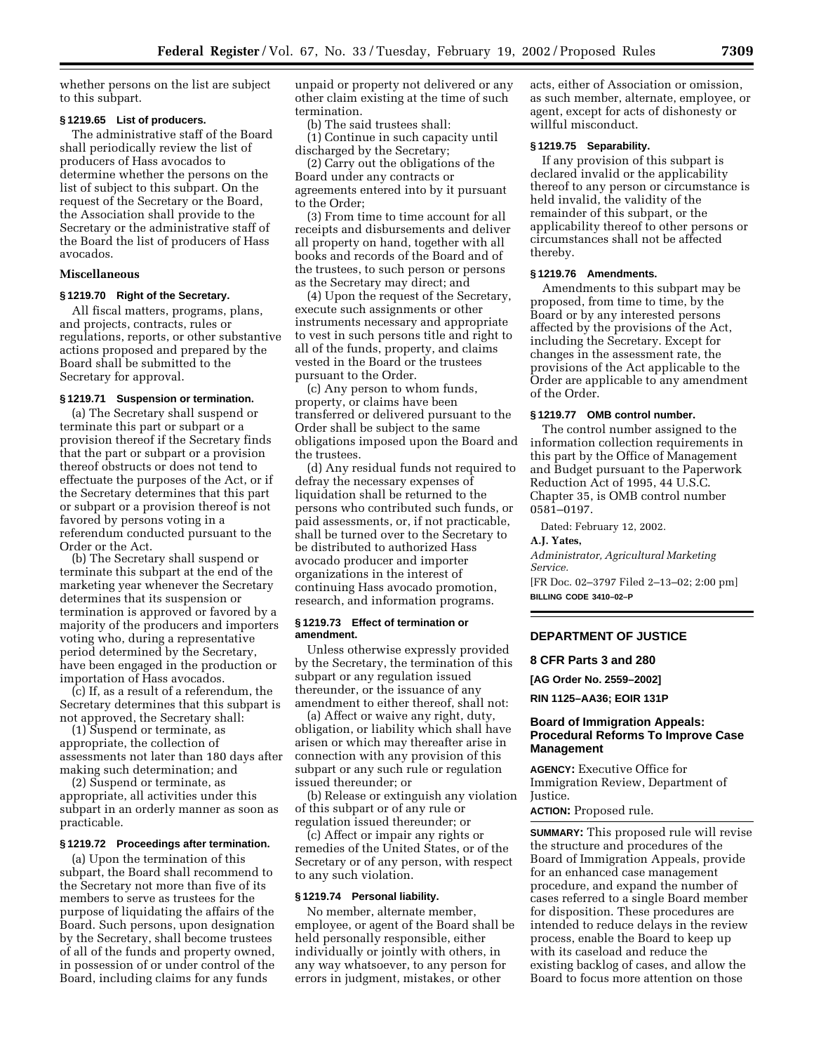whether persons on the list are subject to this subpart.

### § 1219.65 List of producers.

The administrative staff of the Board shall periodically review the list of producers of Hass avocados to determine whether the persons on the list of subject to this subpart. On the request of the Secretary or the Board, the Association shall provide to the Secretary or the administrative staff of the Board the list of producers of Hass avocados.

#### Miscellaneous

### § 1219.70 Right of the Secretary.

All fiscal matters, programs, plans, and projects, contracts, rules or regulations, reports, or other substantive actions proposed and prepared by the Board shall be submitted to the Secretary for approval.

### § 1219.71 Suspension or termination.

(a) The Secretary shall suspend or terminate this part or subpart or a provision thereof if the Secretary finds that the part or subpart or a provision thereof obstructs or does not tend to effectuate the purposes of the Act, or if the Secretary determines that this part or subpart or a provision thereof is not favored by persons voting in a referendum conducted pursuant to the Order or the Act.

(b) The Secretary shall suspend or terminate this subpart at the end of the marketing year whenever the Secretary determines that its suspension or termination is approved or favored by a majority of the producers and importers voting who, during a representative period determined by the Secretary, have been engaged in the production or importation of Hass avocados.

(c) If, as a result of a referendum, the Secretary determines that this subpart is not approved, the Secretary shall:

(1) Suspend or terminate, as appropriate, the collection of assessments not later than 180 days after making such determination; and

(2) Suspend or terminate, as appropriate, all activities under this subpart in an orderly manner as soon as practicable.

### § 1219.72 Proceedings after termination.

(a) Upon the termination of this subpart, the Board shall recommend to the Secretary not more than five of its members to serve as trustees for the purpose of liquidating the affairs of the Board. Such persons, upon designation by the Secretary, shall become trustees of all of the funds and property owned, in possession of or under control of the Board, including claims for any funds unpaid or property not delivered or any other claim existing at the time of such termination.

(b) The said trustees shall:

(1) Continue in such capacity until discharged by the Secretary;

(2) Carry out the obligations of the Board under any contracts or agreements entered into by it pursuant to the Order;

(3) From time to time account for all receipts and disbursements and deliver all property on hand, together with all books and records of the Board and of the trustees, to such person or persons as the Secretary may direct; and

(4) Upon the request of the Secretary, execute such assignments or other instruments necessary and appropriate to vest in such persons title and right to all of the funds, property, and claims vested in the Board or the trustees pursuant to the Order.

(c) Any person to whom funds, property, or claims have been transferred or delivered pursuant to the Order shall be subject to the same obligations imposed upon the Board and the trustees.

(d) Any residual funds not required to defray the necessary expenses of liquidation shall be returned to the persons who contributed such funds, or paid assessments, or, if not practicable, shall be turned over to the Secretary to be distributed to authorized Hass avocado producer and importer organizations in the interest of continuing Hass avocado promotion, research, and information programs.

### § 1219.73 Effect of termination or amendment.

Unless otherwise expressly provided by the Secretary, the termination of this subpart or any regulation issued thereunder, or the issuance of any amendment to either thereof, shall not:

(a) Affect or waive any right, duty, obligation, or liability which shall have arisen or which may thereafter arise in connection with any provision of this subpart or any such rule or regulation issued thereunder; or

(b) Release or extinguish any violation of this subpart or of any rule or regulation issued thereunder; or

(c) Affect or impair any rights or remedies of the United States, or of the Secretary or of any person, with respect to any such violation.

### § 1219.74 Personal liability.

No member, alternate member, employee, or agent of the Board shall be held personally responsible, either individually or jointly with others, in any way whatsoever, to any person for errors in judgment, mistakes, or other acts, either of Association or omission, as such member, alternate, employee, or agent, except for acts of dishonesty or willful misconduct.

### § 1219.75 Separability.

If any provision of this subpart is declared invalid or the applicability thereof to any person or circumstance is held invalid, the validity of the remainder of this subpart, or the applicability thereof to other persons or circumstances shall not be affected thereby.

### § 1219.76 Amendments.

Amendments to this subpart may be proposed, from time to time, by the Board or by any interested persons affected by the provisions of the Act, including the Secretary. Except for changes in the assessment rate, the provisions of the Act applicable to the Order are applicable to any amendment of the Order.

### § 1219.77 OMB control number.

The control number assigned to the information collection requirements in this part by the Office of Management and Budget pursuant to the Paperwork Reduction Act of 1995, 44 U.S.C. Chapter 35, is OMB control number 0581–0197.

Dated: February 12, 2002.

**A.J. Yates,**

*Administrator, Agricultural Marketing Service.*

[FR Doc. 02–3797 Filed 2–13–02; 2:00 pm]

**BILLING CODE 3410–02–P**

---

## DEPARTMENT OF JUSTICE

### 8 CFR Parts 3 and 280

**[AG Order No. 2559–2002]**

**RIN 1125–AA36; EOIR 131P**

## Board of Immigration Appeals: Procedural Reforms To Improve Case Management

**AGENCY:** Executive Office for Immigration Review, Department of Justice.

**ACTION:** Proposed rule.

**SUMMARY:** This proposed rule will revise the structure and procedures of the Board of Immigration Appeals, provide for an enhanced case management procedure, and expand the number of cases referred to a single Board member for disposition. These procedures are intended to reduce delays in the review process, enable the Board to keep up with its caseload and reduce the existing backlog of cases, and allow the Board to focus more attention on those